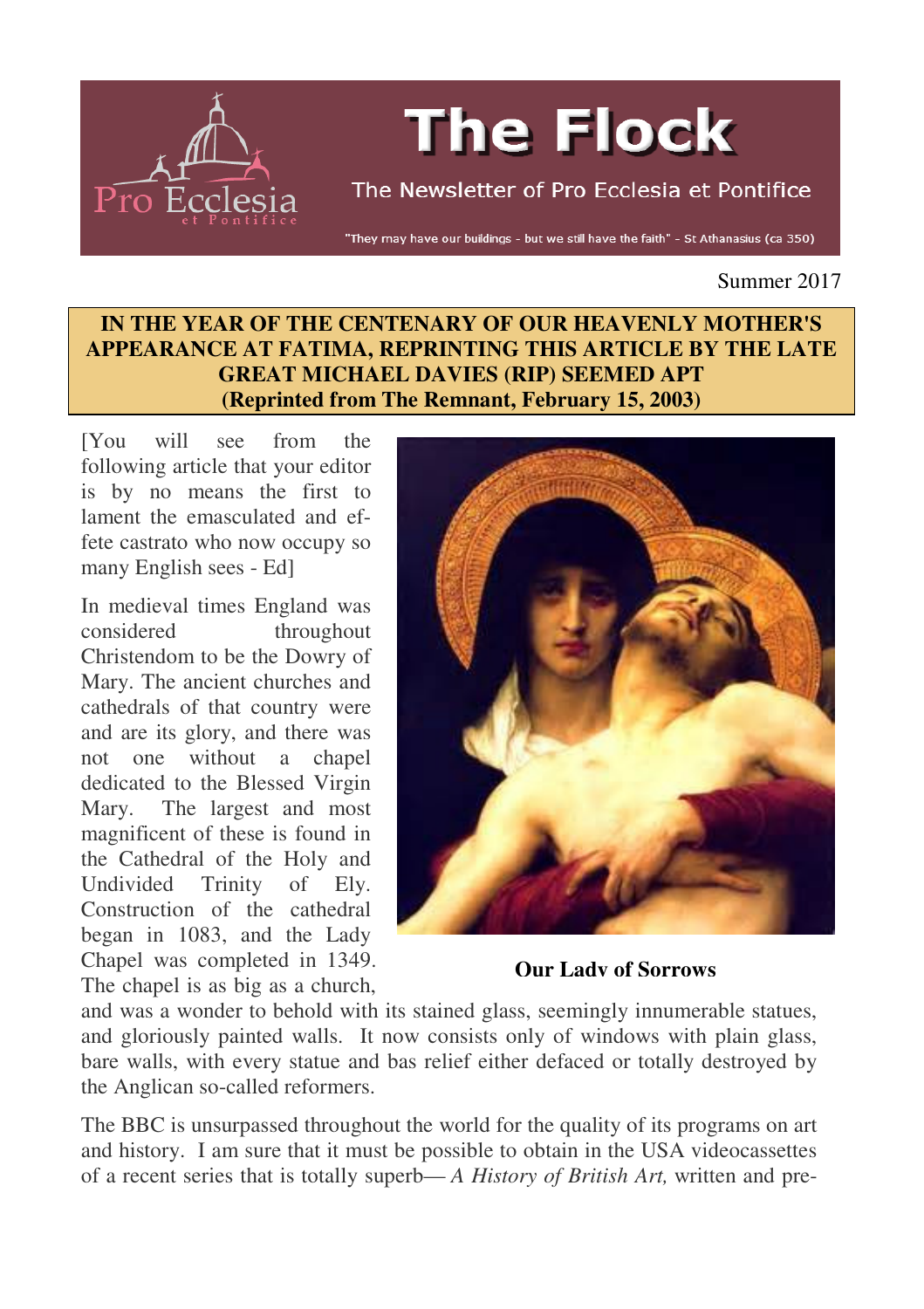# The Flock

The Newsletter of Pro Ecclesia et Pontifice

"They may have our buildings - but we still have the faith" - St Athanasius (ca 350)

Summer 2017

**IN THE YEAR OF THE CENTENARY OF OUR HEAVENLY MOTHER'S APPEARANCE AT FATIMA, REPRINTING THIS ARTICLE BY THE LATE GREAT MICHAEL DAVIES (RIP) SEEMED APT**
**(Reprinted from The Remnant, February 15, 2003)**

[You will see from the following article that your editor is by no means the first to lament the emasculated and effete castrato who now occupy so many English sees - Ed]

In medieval times England was considered throughout Christendom to be the Dowry of Mary. The ancient churches and cathedrals of that country were and are its glory, and there was not one without a chapel dedicated to the Blessed Virgin Mary. The largest and most magnificent of these is found in the Cathedral of the Holy and Undivided Trinity of Ely. Construction of the cathedral began in 1083, and the Lady Chapel was completed in 1349. The chapel is as big as a church, and was a wonder to behold with its stained glass, seemingly innumerable statues, and gloriously painted walls. It now consists only of windows with plain glass, bare walls, with every statue and bas relief either defaced or totally destroyed by the Anglican so-called reformers.

**Our Lady of Sorrows**

The BBC is unsurpassed throughout the world for the quality of its programs on art and history. I am sure that it must be possible to obtain in the USA videocassettes of a recent series that is totally superb— *A History of British Art,* written and pre-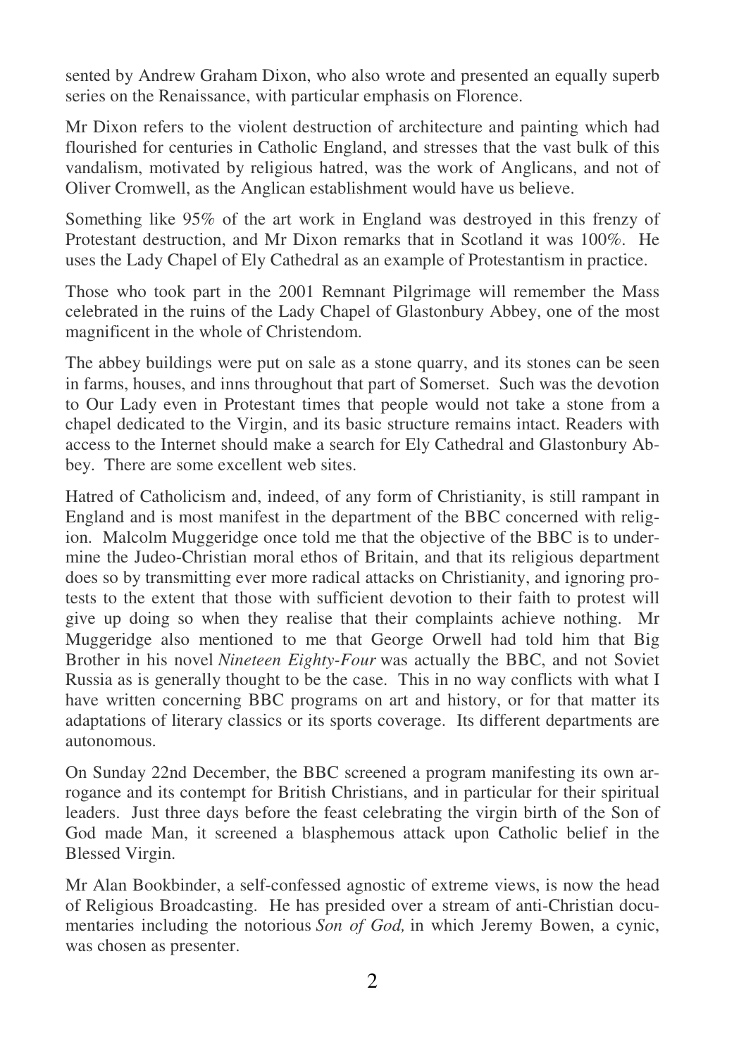sented by Andrew Graham Dixon, who also wrote and presented an equally superb series on the Renaissance, with particular emphasis on Florence.

Mr Dixon refers to the violent destruction of architecture and painting which had flourished for centuries in Catholic England, and stresses that the vast bulk of this vandalism, motivated by religious hatred, was the work of Anglicans, and not of Oliver Cromwell, as the Anglican establishment would have us believe.

Something like 95% of the art work in England was destroyed in this frenzy of Protestant destruction, and Mr Dixon remarks that in Scotland it was 100%. He uses the Lady Chapel of Ely Cathedral as an example of Protestantism in practice.

Those who took part in the 2001 Remnant Pilgrimage will remember the Mass celebrated in the ruins of the Lady Chapel of Glastonbury Abbey, one of the most magnificent in the whole of Christendom.

The abbey buildings were put on sale as a stone quarry, and its stones can be seen in farms, houses, and inns throughout that part of Somerset. Such was the devotion to Our Lady even in Protestant times that people would not take a stone from a chapel dedicated to the Virgin, and its basic structure remains intact. Readers with access to the Internet should make a search for Ely Cathedral and Glastonbury Abbey. There are some excellent web sites.

Hatred of Catholicism and, indeed, of any form of Christianity, is still rampant in England and is most manifest in the department of the BBC concerned with religion. Malcolm Muggeridge once told me that the objective of the BBC is to undermine the Judeo-Christian moral ethos of Britain, and that its religious department does so by transmitting ever more radical attacks on Christianity, and ignoring protests to the extent that those with sufficient devotion to their faith to protest will give up doing so when they realise that their complaints achieve nothing. Mr Muggeridge also mentioned to me that George Orwell had told him that Big Brother in his novel *Nineteen Eighty-Four* was actually the BBC, and not Soviet Russia as is generally thought to be the case. This in no way conflicts with what I have written concerning BBC programs on art and history, or for that matter its adaptations of literary classics or its sports coverage. Its different departments are autonomous.

On Sunday 22nd December, the BBC screened a program manifesting its own arrogance and its contempt for British Christians, and in particular for their spiritual leaders. Just three days before the feast celebrating the virgin birth of the Son of God made Man, it screened a blasphemous attack upon Catholic belief in the Blessed Virgin.

Mr Alan Bookbinder, a self-confessed agnostic of extreme views, is now the head of Religious Broadcasting. He has presided over a stream of anti-Christian documentaries including the notorious *Son of God,* in which Jeremy Bowen, a cynic, was chosen as presenter.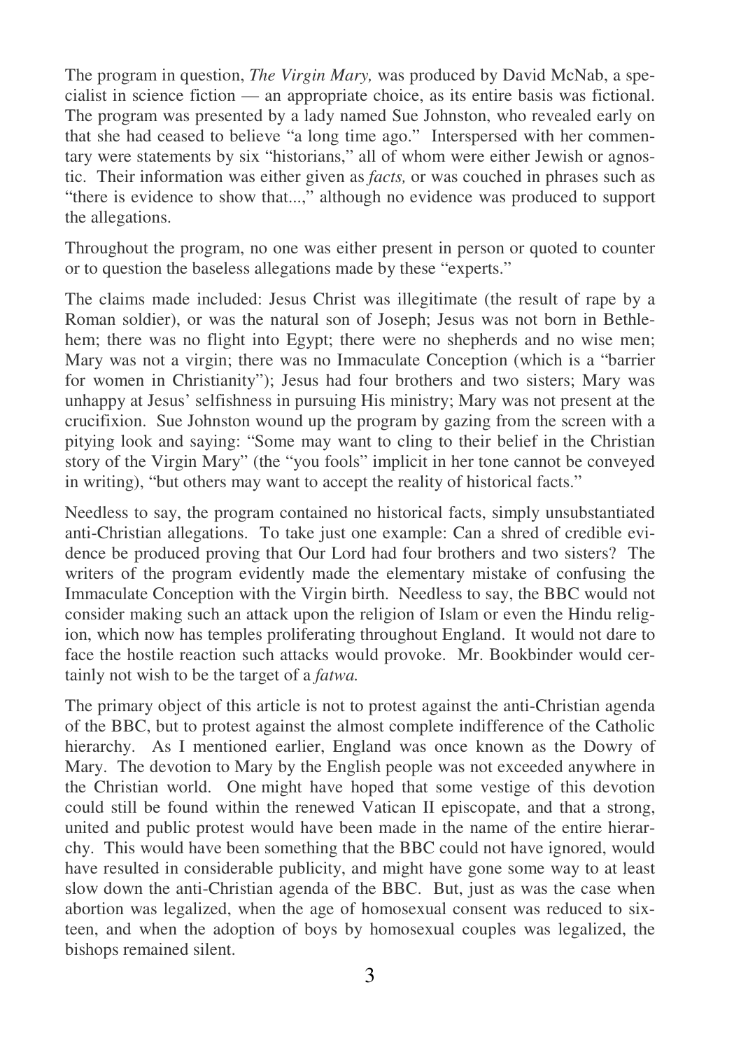The program in question, *The Virgin Mary,* was produced by David McNab, a specialist in science fiction — an appropriate choice, as its entire basis was fictional. The program was presented by a lady named Sue Johnston, who revealed early on that she had ceased to believe "a long time ago." Interspersed with her commentary were statements by six "historians," all of whom were either Jewish or agnostic. Their information was either given as *facts,* or was couched in phrases such as "there is evidence to show that...," although no evidence was produced to support the allegations.

Throughout the program, no one was either present in person or quoted to counter or to question the baseless allegations made by these "experts."

The claims made included: Jesus Christ was illegitimate (the result of rape by a Roman soldier), or was the natural son of Joseph; Jesus was not born in Bethlehem; there was no flight into Egypt; there were no shepherds and no wise men; Mary was not a virgin; there was no Immaculate Conception (which is a "barrier for women in Christianity"); Jesus had four brothers and two sisters; Mary was unhappy at Jesus' selfishness in pursuing His ministry; Mary was not present at the crucifixion. Sue Johnston wound up the program by gazing from the screen with a pitying look and saying: "Some may want to cling to their belief in the Christian story of the Virgin Mary" (the "you fools" implicit in her tone cannot be conveyed in writing), "but others may want to accept the reality of historical facts."

Needless to say, the program contained no historical facts, simply unsubstantiated anti-Christian allegations. To take just one example: Can a shred of credible evidence be produced proving that Our Lord had four brothers and two sisters? The writers of the program evidently made the elementary mistake of confusing the Immaculate Conception with the Virgin birth. Needless to say, the BBC would not consider making such an attack upon the religion of Islam or even the Hindu religion, which now has temples proliferating throughout England. It would not dare to face the hostile reaction such attacks would provoke. Mr. Bookbinder would certainly not wish to be the target of a *fatwa.*

The primary object of this article is not to protest against the anti-Christian agenda of the BBC, but to protest against the almost complete indifference of the Catholic hierarchy. As I mentioned earlier, England was once known as the Dowry of Mary. The devotion to Mary by the English people was not exceeded anywhere in the Christian world. One might have hoped that some vestige of this devotion could still be found within the renewed Vatican II episcopate, and that a strong, united and public protest would have been made in the name of the entire hierarchy. This would have been something that the BBC could not have ignored, would have resulted in considerable publicity, and might have gone some way to at least slow down the anti-Christian agenda of the BBC. But, just as was the case when abortion was legalized, when the age of homosexual consent was reduced to sixteen, and when the adoption of boys by homosexual couples was legalized, the bishops remained silent.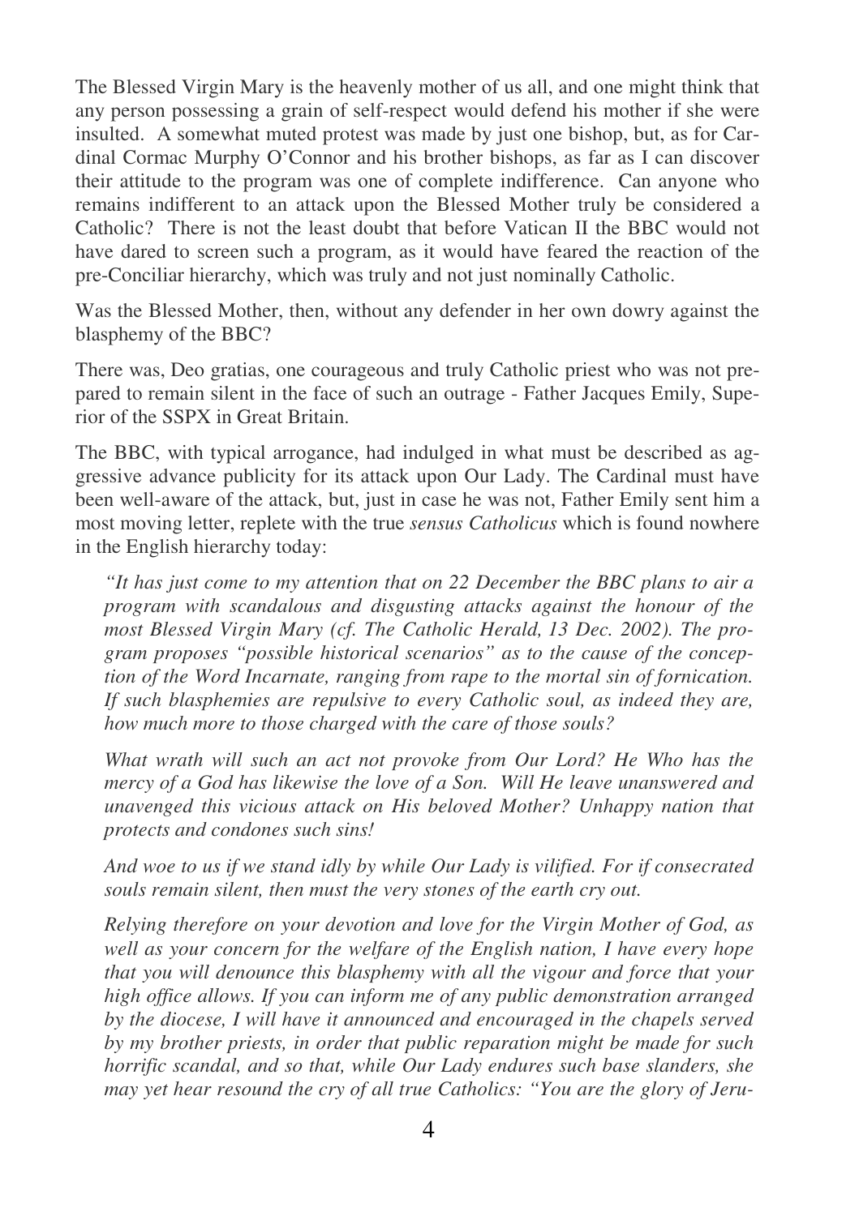The Blessed Virgin Mary is the heavenly mother of us all, and one might think that any person possessing a grain of self-respect would defend his mother if she were insulted. A somewhat muted protest was made by just one bishop, but, as for Cardinal Cormac Murphy O'Connor and his brother bishops, as far as I can discover their attitude to the program was one of complete indifference. Can anyone who remains indifferent to an attack upon the Blessed Mother truly be considered a Catholic? There is not the least doubt that before Vatican II the BBC would not have dared to screen such a program, as it would have feared the reaction of the pre-Conciliar hierarchy, which was truly and not just nominally Catholic.

Was the Blessed Mother, then, without any defender in her own dowry against the blasphemy of the BBC?

There was, Deo gratias, one courageous and truly Catholic priest who was not prepared to remain silent in the face of such an outrage - Father Jacques Emily, Superior of the SSPX in Great Britain.

The BBC, with typical arrogance, had indulged in what must be described as aggressive advance publicity for its attack upon Our Lady. The Cardinal must have been well-aware of the attack, but, just in case he was not, Father Emily sent him a most moving letter, replete with the true *sensus Catholicus* which is found nowhere in the English hierarchy today:

> *"It has just come to my attention that on 22 December the BBC plans to air a program with scandalous and disgusting attacks against the honour of the most Blessed Virgin Mary (cf. The Catholic Herald, 13 Dec. 2002). The program proposes "possible historical scenarios" as to the cause of the conception of the Word Incarnate, ranging from rape to the mortal sin of fornication. If such blasphemies are repulsive to every Catholic soul, as indeed they are, how much more to those charged with the care of those souls?*
>
> *What wrath will such an act not provoke from Our Lord? He Who has the mercy of a God has likewise the love of a Son. Will He leave unanswered and unavenged this vicious attack on His beloved Mother? Unhappy nation that protects and condones such sins!*
>
> *And woe to us if we stand idly by while Our Lady is vilified. For if consecrated souls remain silent, then must the very stones of the earth cry out.*
>
> *Relying therefore on your devotion and love for the Virgin Mother of God, as well as your concern for the welfare of the English nation, I have every hope that you will denounce this blasphemy with all the vigour and force that your high office allows. If you can inform me of any public demonstration arranged by the diocese, I will have it announced and encouraged in the chapels served by my brother priests, in order that public reparation might be made for such horrific scandal, and so that, while Our Lady endures such base slanders, she may yet hear resound the cry of all true Catholics: "You are the glory of Jeru-*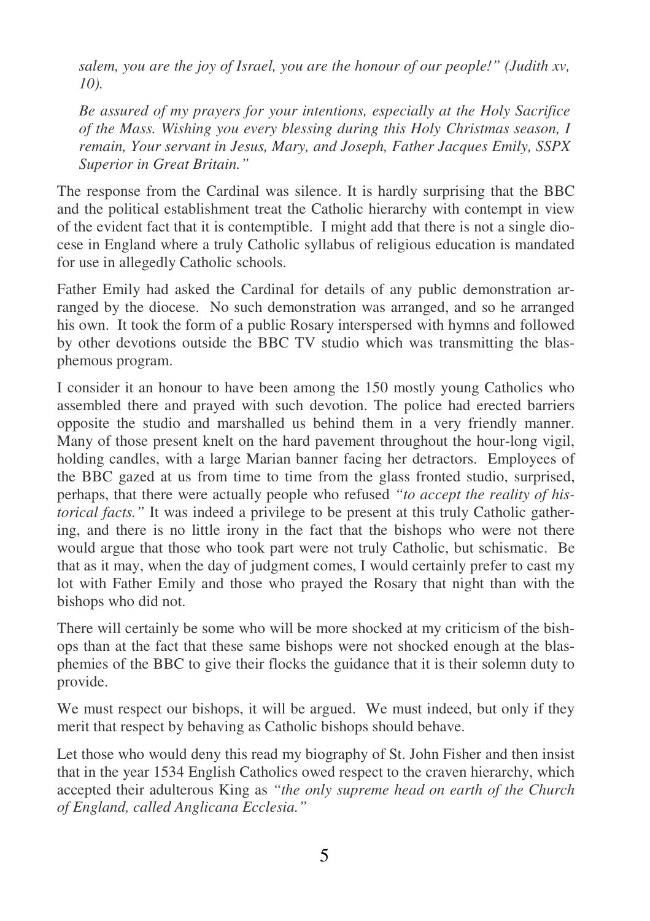*salem, you are the joy of Israel, you are the honour of our people!" (Judith xv, 10).*

*Be assured of my prayers for your intentions, especially at the Holy Sacrifice of the Mass. Wishing you every blessing during this Holy Christmas season, I remain, Your servant in Jesus, Mary, and Joseph, Father Jacques Emily, SSPX Superior in Great Britain."*

The response from the Cardinal was silence. It is hardly surprising that the BBC and the political establishment treat the Catholic hierarchy with contempt in view of the evident fact that it is contemptible. I might add that there is not a single diocese in England where a truly Catholic syllabus of religious education is mandated for use in allegedly Catholic schools.

Father Emily had asked the Cardinal for details of any public demonstration arranged by the diocese. No such demonstration was arranged, and so he arranged his own. It took the form of a public Rosary interspersed with hymns and followed by other devotions outside the BBC TV studio which was transmitting the blasphemous program.

I consider it an honour to have been among the 150 mostly young Catholics who assembled there and prayed with such devotion. The police had erected barriers opposite the studio and marshalled us behind them in a very friendly manner. Many of those present knelt on the hard pavement throughout the hour-long vigil, holding candles, with a large Marian banner facing her detractors. Employees of the BBC gazed at us from time to time from the glass fronted studio, surprised, perhaps, that there were actually people who refused *"to accept the reality of historical facts."* It was indeed a privilege to be present at this truly Catholic gathering, and there is no little irony in the fact that the bishops who were not there would argue that those who took part were not truly Catholic, but schismatic. Be that as it may, when the day of judgment comes, I would certainly prefer to cast my lot with Father Emily and those who prayed the Rosary that night than with the bishops who did not.

There will certainly be some who will be more shocked at my criticism of the bishops than at the fact that these same bishops were not shocked enough at the blasphemies of the BBC to give their flocks the guidance that it is their solemn duty to provide.

We must respect our bishops, it will be argued. We must indeed, but only if they merit that respect by behaving as Catholic bishops should behave.

Let those who would deny this read my biography of St. John Fisher and then insist that in the year 1534 English Catholics owed respect to the craven hierarchy, which accepted their adulterous King as *"the only supreme head on earth of the Church of England, called Anglicana Ecclesia."*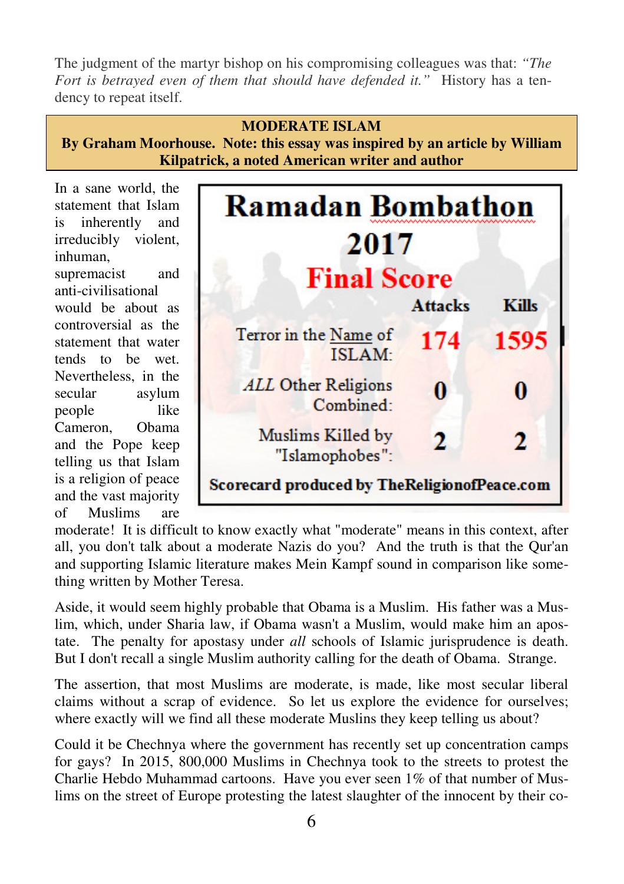The judgment of the martyr bishop on his compromising colleagues was that: *"The Fort is betrayed even of them that should have defended it."* History has a tendency to repeat itself.

**MODERATE ISLAM**
**By Graham Moorhouse. Note: this essay was inspired by an article by William Kilpatrick, a noted American writer and author**

**Ramadan Bombathon 2017**
**Final Score**

| | Attacks | Kills |
|---|---|---|
| Terror in the Name of ISLAM: | 174 | 1595 |
| *ALL* Other Religions Combined: | 0 | 0 |
| Muslims Killed by "Islamophobes": | 2 | 2 |

**Scorecard produced by TheReligionofPeace.com**

In a sane world, the statement that Islam is inherently and irreducibly violent, inhuman, supremacist and anti-civilisational would be about as controversial as the statement that water tends to be wet. Nevertheless, in the secular asylum people like Cameron, Obama and the Pope keep telling us that Islam is a religion of peace and the vast majority of Muslims are moderate! It is difficult to know exactly what "moderate" means in this context, after all, you don't talk about a moderate Nazis do you? And the truth is that the Qur'an and supporting Islamic literature makes Mein Kampf sound in comparison like something written by Mother Teresa.

Aside, it would seem highly probable that Obama is a Muslim. His father was a Muslim, which, under Sharia law, if Obama wasn't a Muslim, would make him an apostate. The penalty for apostasy under *all* schools of Islamic jurisprudence is death. But I don't recall a single Muslim authority calling for the death of Obama. Strange.

The assertion, that most Muslims are moderate, is made, like most secular liberal claims without a scrap of evidence. So let us explore the evidence for ourselves; where exactly will we find all these moderate Muslims they keep telling us about?

Could it be Chechnya where the government has recently set up concentration camps for gays? In 2015, 800,000 Muslims in Chechnya took to the streets to protest the Charlie Hebdo Muhammad cartoons. Have you ever seen 1% of that number of Muslims on the street of Europe protesting the latest slaughter of the innocent by their co-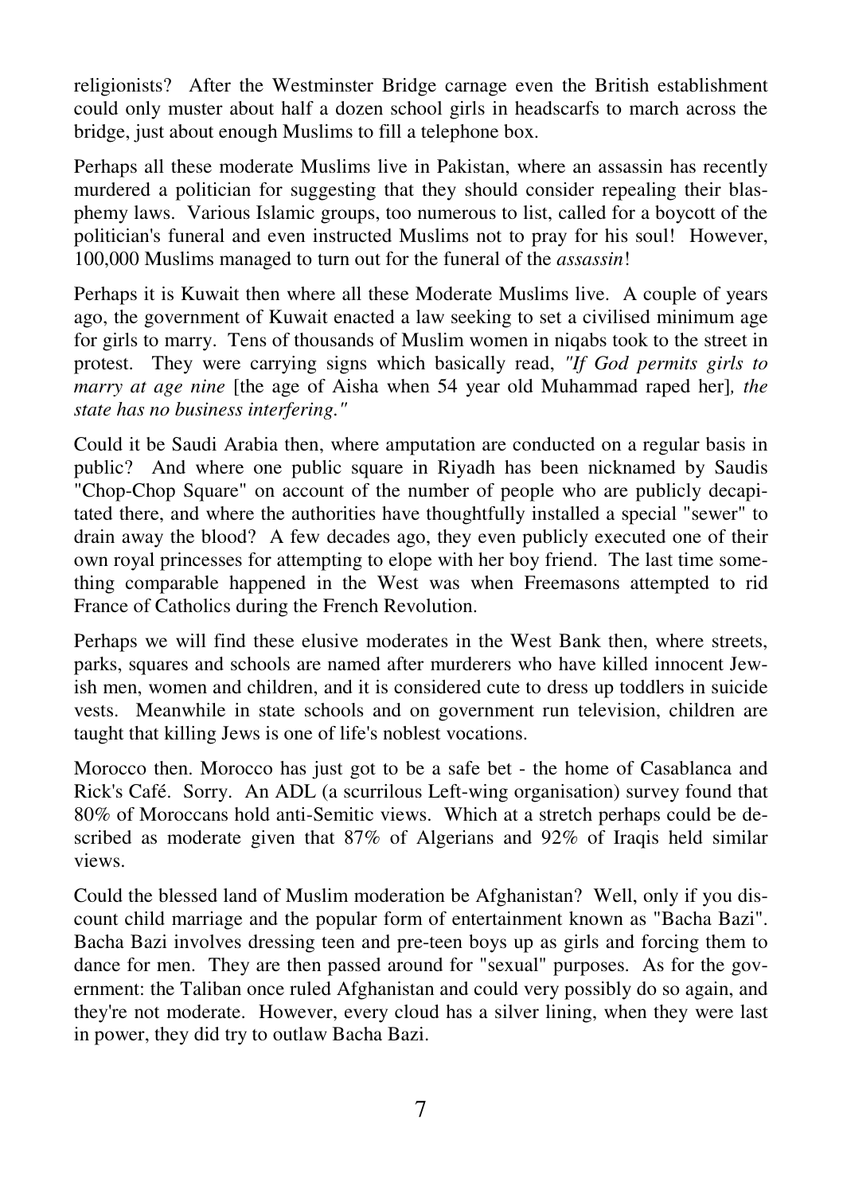religionists? After the Westminster Bridge carnage even the British establishment could only muster about half a dozen school girls in headscarfs to march across the bridge, just about enough Muslims to fill a telephone box.

Perhaps all these moderate Muslims live in Pakistan, where an assassin has recently murdered a politician for suggesting that they should consider repealing their blasphemy laws. Various Islamic groups, too numerous to list, called for a boycott of the politician's funeral and even instructed Muslims not to pray for his soul! However, 100,000 Muslims managed to turn out for the funeral of the *assassin*!

Perhaps it is Kuwait then where all these Moderate Muslims live. A couple of years ago, the government of Kuwait enacted a law seeking to set a civilised minimum age for girls to marry. Tens of thousands of Muslim women in niqabs took to the street in protest. They were carrying signs which basically read, *"If God permits girls to marry at age nine* [the age of Aisha when 54 year old Muhammad raped her]*, the state has no business interfering."*

Could it be Saudi Arabia then, where amputation are conducted on a regular basis in public? And where one public square in Riyadh has been nicknamed by Saudis "Chop-Chop Square" on account of the number of people who are publicly decapitated there, and where the authorities have thoughtfully installed a special "sewer" to drain away the blood? A few decades ago, they even publicly executed one of their own royal princesses for attempting to elope with her boy friend. The last time something comparable happened in the West was when Freemasons attempted to rid France of Catholics during the French Revolution.

Perhaps we will find these elusive moderates in the West Bank then, where streets, parks, squares and schools are named after murderers who have killed innocent Jewish men, women and children, and it is considered cute to dress up toddlers in suicide vests. Meanwhile in state schools and on government run television, children are taught that killing Jews is one of life's noblest vocations.

Morocco then. Morocco has just got to be a safe bet - the home of Casablanca and Rick's Café. Sorry. An ADL (a scurrilous Left-wing organisation) survey found that 80% of Moroccans hold anti-Semitic views. Which at a stretch perhaps could be described as moderate given that 87% of Algerians and 92% of Iraqis held similar views.

Could the blessed land of Muslim moderation be Afghanistan? Well, only if you discount child marriage and the popular form of entertainment known as "Bacha Bazi". Bacha Bazi involves dressing teen and pre-teen boys up as girls and forcing them to dance for men. They are then passed around for "sexual" purposes. As for the government: the Taliban once ruled Afghanistan and could very possibly do so again, and they're not moderate. However, every cloud has a silver lining, when they were last in power, they did try to outlaw Bacha Bazi.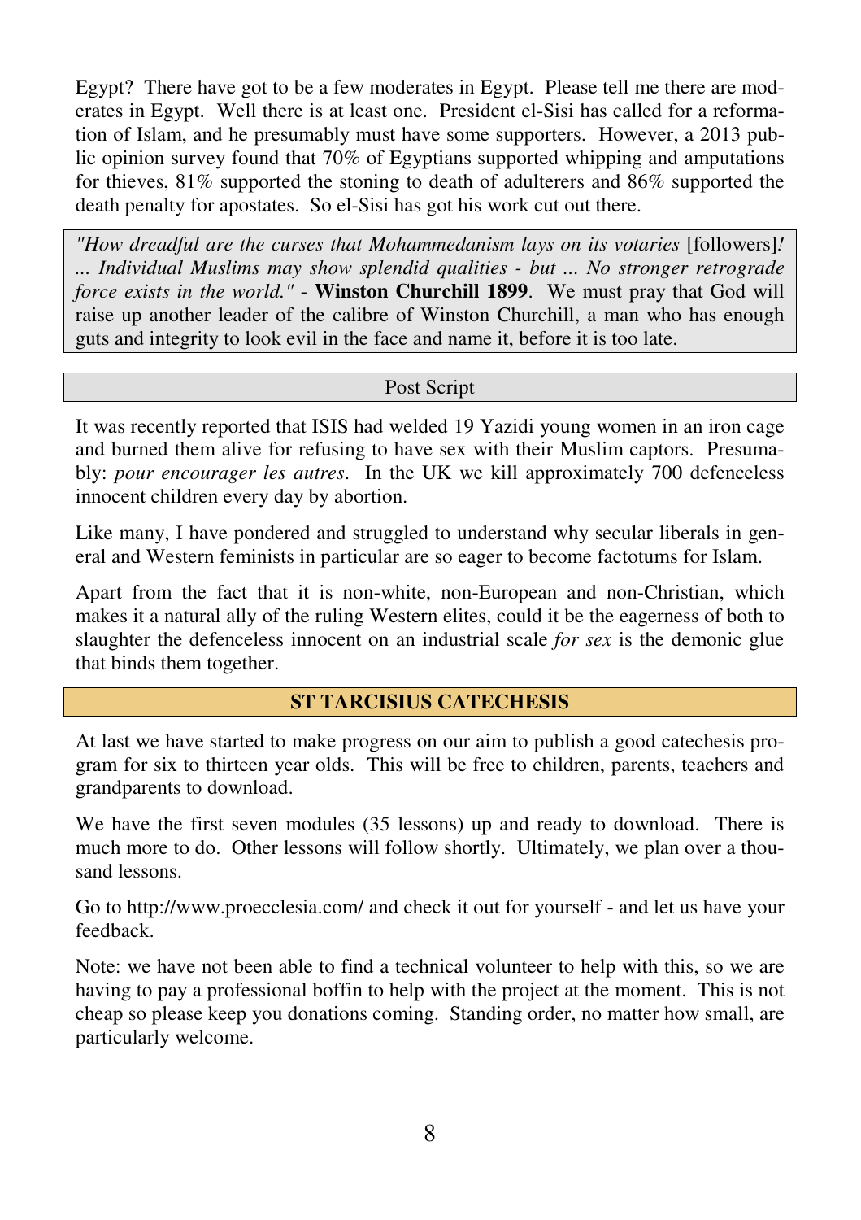Egypt? There have got to be a few moderates in Egypt. Please tell me there are moderates in Egypt. Well there is at least one. President el-Sisi has called for a reformation of Islam, and he presumably must have some supporters. However, a 2013 public opinion survey found that 70% of Egyptians supported whipping and amputations for thieves, 81% supported the stoning to death of adulterers and 86% supported the death penalty for apostates. So el-Sisi has got his work cut out there.

*"How dreadful are the curses that Mohammedanism lays on its votaries* [followers]*! ... Individual Muslims may show splendid qualities - but ... No stronger retrograde force exists in the world."* - **Winston Churchill 1899**. We must pray that God will raise up another leader of the calibre of Winston Churchill, a man who has enough guts and integrity to look evil in the face and name it, before it is too late.

## Post Script

It was recently reported that ISIS had welded 19 Yazidi young women in an iron cage and burned them alive for refusing to have sex with their Muslim captors. Presumably: *pour encourager les autres*. In the UK we kill approximately 700 defenceless innocent children every day by abortion.

Like many, I have pondered and struggled to understand why secular liberals in general and Western feminists in particular are so eager to become factotums for Islam.

Apart from the fact that it is non-white, non-European and non-Christian, which makes it a natural ally of the ruling Western elites, could it be the eagerness of both to slaughter the defenceless innocent on an industrial scale *for sex* is the demonic glue that binds them together.

## ST TARCISIUS CATECHESIS

At last we have started to make progress on our aim to publish a good catechesis program for six to thirteen year olds. This will be free to children, parents, teachers and grandparents to download.

We have the first seven modules (35 lessons) up and ready to download. There is much more to do. Other lessons will follow shortly. Ultimately, we plan over a thousand lessons.

Go to http://www.proecclesia.com/ and check it out for yourself - and let us have your feedback.

Note: we have not been able to find a technical volunteer to help with this, so we are having to pay a professional boffin to help with the project at the moment. This is not cheap so please keep you donations coming. Standing order, no matter how small, are particularly welcome.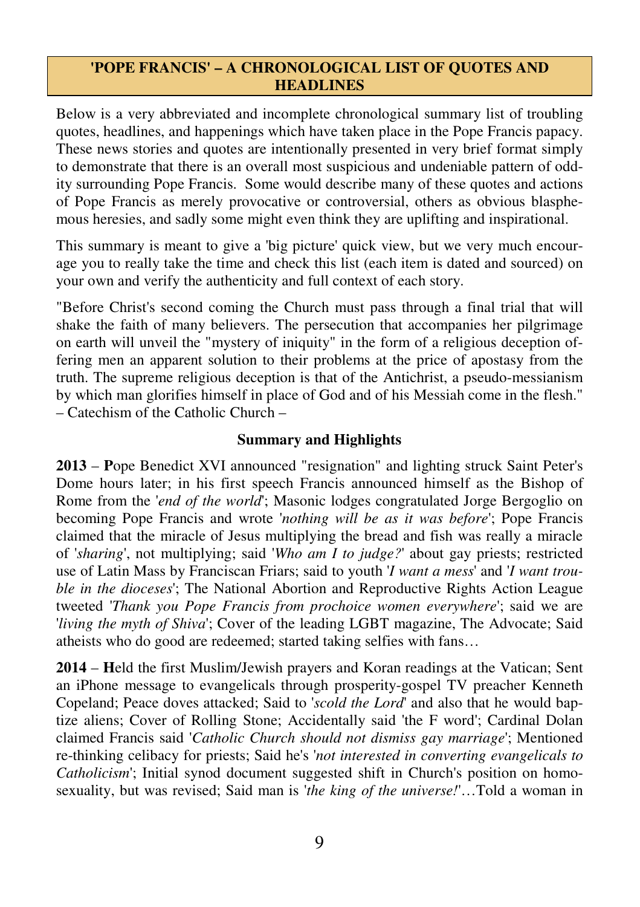## 'POPE FRANCIS' – A CHRONOLOGICAL LIST OF QUOTES AND HEADLINES

Below is a very abbreviated and incomplete chronological summary list of troubling quotes, headlines, and happenings which have taken place in the Pope Francis papacy. These news stories and quotes are intentionally presented in very brief format simply to demonstrate that there is an overall most suspicious and undeniable pattern of oddity surrounding Pope Francis. Some would describe many of these quotes and actions of Pope Francis as merely provocative or controversial, others as obvious blasphemous heresies, and sadly some might even think they are uplifting and inspirational.

This summary is meant to give a 'big picture' quick view, but we very much encourage you to really take the time and check this list (each item is dated and sourced) on your own and verify the authenticity and full context of each story.

"Before Christ's second coming the Church must pass through a final trial that will shake the faith of many believers. The persecution that accompanies her pilgrimage on earth will unveil the "mystery of iniquity" in the form of a religious deception offering men an apparent solution to their problems at the price of apostasy from the truth. The supreme religious deception is that of the Antichrist, a pseudo-messianism by which man glorifies himself in place of God and of his Messiah come in the flesh." – Catechism of the Catholic Church –

### Summary and Highlights

**2013** – **P**ope Benedict XVI announced "resignation" and lighting struck Saint Peter's Dome hours later; in his first speech Francis announced himself as the Bishop of Rome from the '*end of the world*'; Masonic lodges congratulated Jorge Bergoglio on becoming Pope Francis and wrote '*nothing will be as it was before*'; Pope Francis claimed that the miracle of Jesus multiplying the bread and fish was really a miracle of '*sharing*', not multiplying; said '*Who am I to judge?*' about gay priests; restricted use of Latin Mass by Franciscan Friars; said to youth '*I want a mess*' and '*I want trouble in the dioceses*'; The National Abortion and Reproductive Rights Action League tweeted '*Thank you Pope Francis from prochoice women everywhere*'; said we are '*living the myth of Shiva*'; Cover of the leading LGBT magazine, The Advocate; Said atheists who do good are redeemed; started taking selfies with fans…

**2014** – **H**eld the first Muslim/Jewish prayers and Koran readings at the Vatican; Sent an iPhone message to evangelicals through prosperity-gospel TV preacher Kenneth Copeland; Peace doves attacked; Said to '*scold the Lord*' and also that he would baptize aliens; Cover of Rolling Stone; Accidentally said 'the F word'; Cardinal Dolan claimed Francis said '*Catholic Church should not dismiss gay marriage*'; Mentioned re-thinking celibacy for priests; Said he's '*not interested in converting evangelicals to Catholicism*'; Initial synod document suggested shift in Church's position on homosexuality, but was revised; Said man is '*the king of the universe!*'…Told a woman in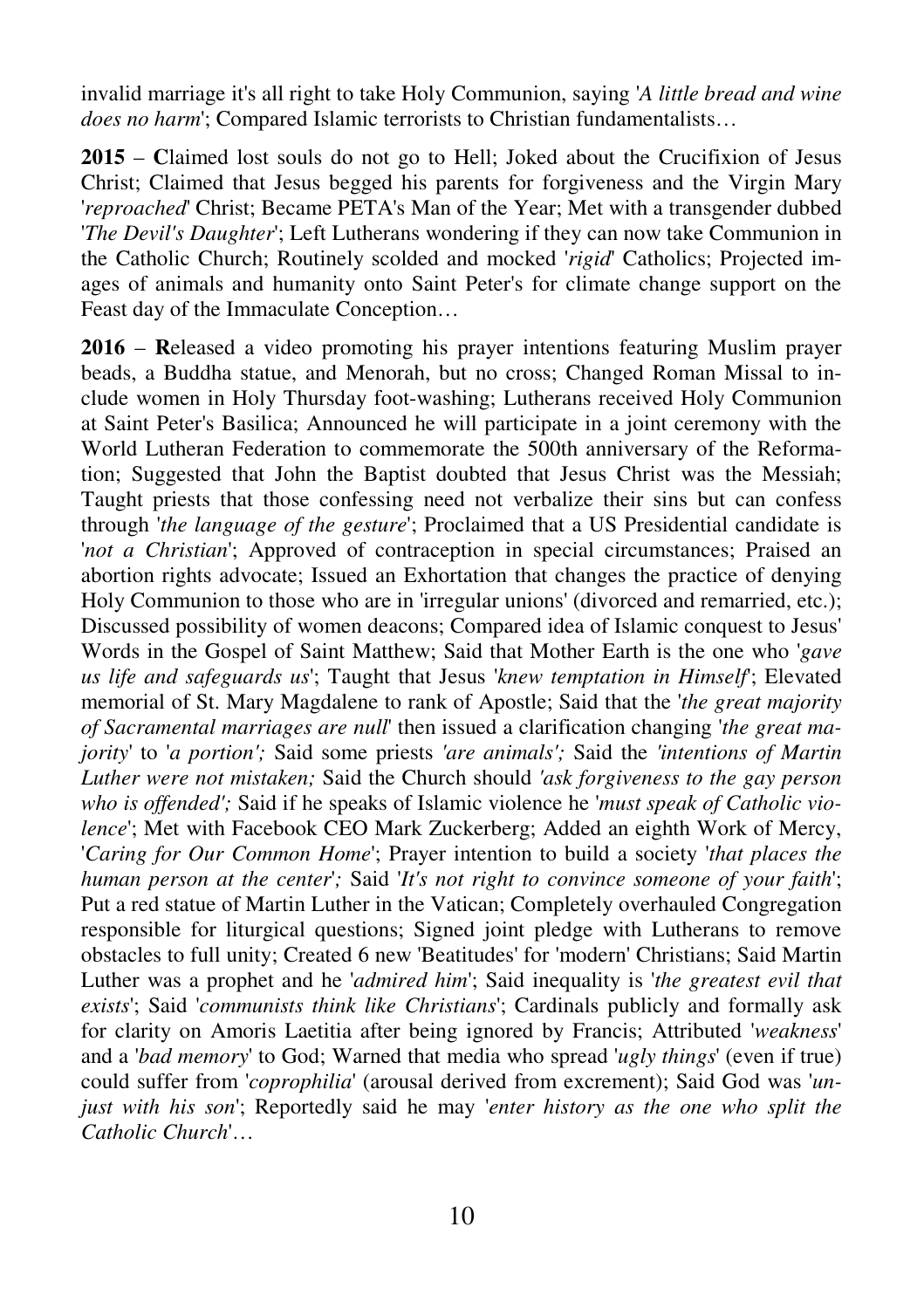invalid marriage it's all right to take Holy Communion, saying '*A little bread and wine does no harm*'; Compared Islamic terrorists to Christian fundamentalists…

**2015** – **C**laimed lost souls do not go to Hell; Joked about the Crucifixion of Jesus Christ; Claimed that Jesus begged his parents for forgiveness and the Virgin Mary '*reproached*' Christ; Became PETA's Man of the Year; Met with a transgender dubbed '*The Devil's Daughter*'; Left Lutherans wondering if they can now take Communion in the Catholic Church; Routinely scolded and mocked '*rigid*' Catholics; Projected images of animals and humanity onto Saint Peter's for climate change support on the Feast day of the Immaculate Conception…

**2016** – **R**eleased a video promoting his prayer intentions featuring Muslim prayer beads, a Buddha statue, and Menorah, but no cross; Changed Roman Missal to include women in Holy Thursday foot-washing; Lutherans received Holy Communion at Saint Peter's Basilica; Announced he will participate in a joint ceremony with the World Lutheran Federation to commemorate the 500th anniversary of the Reformation; Suggested that John the Baptist doubted that Jesus Christ was the Messiah; Taught priests that those confessing need not verbalize their sins but can confess through '*the language of the gesture*'; Proclaimed that a US Presidential candidate is '*not a Christian*'; Approved of contraception in special circumstances; Praised an abortion rights advocate; Issued an Exhortation that changes the practice of denying Holy Communion to those who are in 'irregular unions' (divorced and remarried, etc.); Discussed possibility of women deacons; Compared idea of Islamic conquest to Jesus' Words in the Gospel of Saint Matthew; Said that Mother Earth is the one who '*gave us life and safeguards us*'; Taught that Jesus '*knew temptation in Himself*'; Elevated memorial of St. Mary Magdalene to rank of Apostle; Said that the '*the great majority of Sacramental marriages are null*' then issued a clarification changing '*the great majority*' to '*a portion';* Said some priests *'are animals';* Said the *'intentions of Martin Luther were not mistaken;* Said the Church should *'ask forgiveness to the gay person who is offended';* Said if he speaks of Islamic violence he '*must speak of Catholic violence*'; Met with Facebook CEO Mark Zuckerberg; Added an eighth Work of Mercy, '*Caring for Our Common Home*'; Prayer intention to build a society '*that places the human person at the center*'*;* Said '*It's not right to convince someone of your faith*'; Put a red statue of Martin Luther in the Vatican; Completely overhauled Congregation responsible for liturgical questions; Signed joint pledge with Lutherans to remove obstacles to full unity; Created 6 new 'Beatitudes' for 'modern' Christians; Said Martin Luther was a prophet and he '*admired him*'; Said inequality is '*the greatest evil that exists*'; Said '*communists think like Christians*'; Cardinals publicly and formally ask for clarity on Amoris Laetitia after being ignored by Francis; Attributed '*weakness*' and a '*bad memory*' to God; Warned that media who spread '*ugly things*' (even if true) could suffer from '*coprophilia*' (arousal derived from excrement); Said God was '*unjust with his son*'; Reportedly said he may '*enter history as the one who split the Catholic Church*'…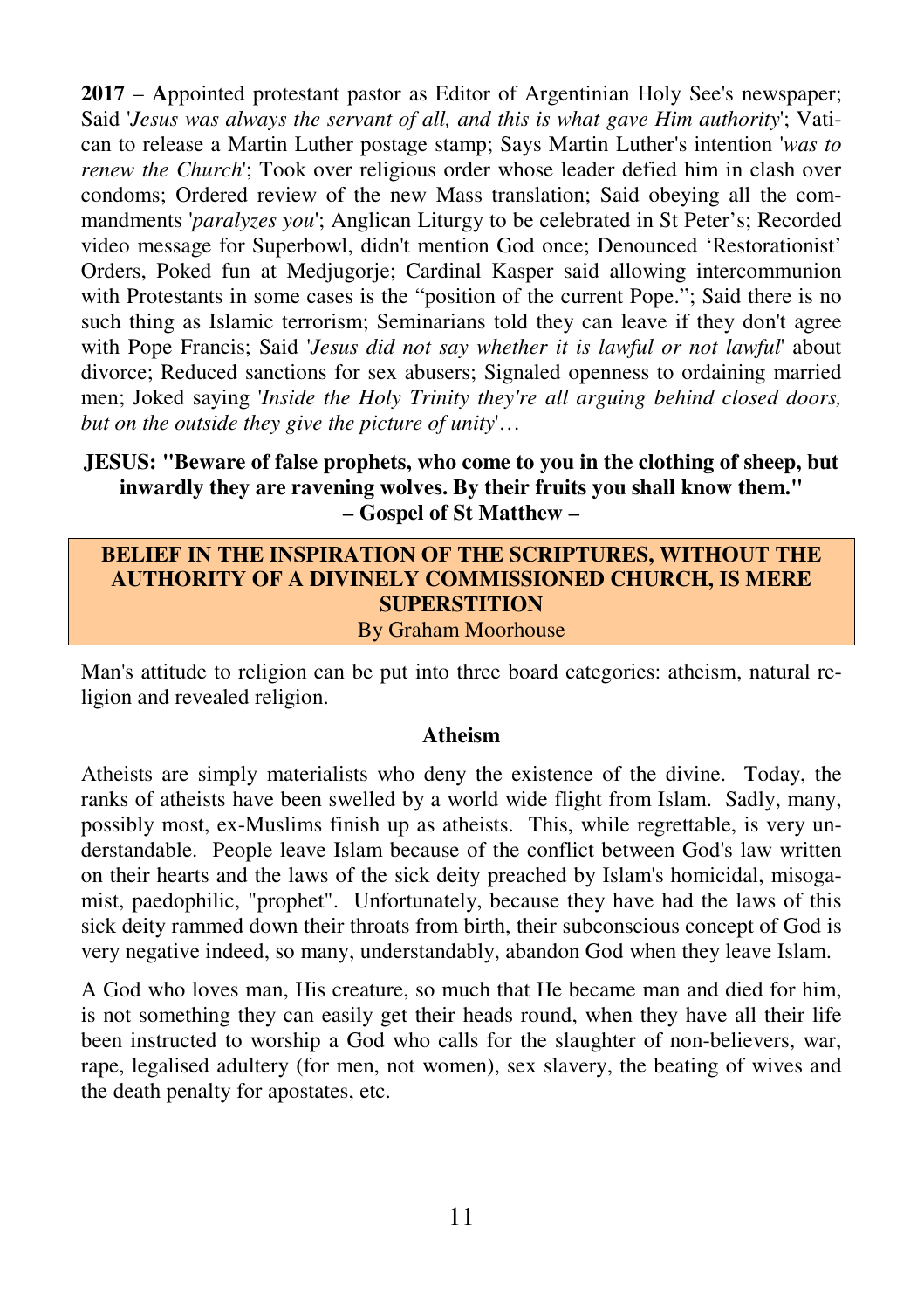**2017** – **A**ppointed protestant pastor as Editor of Argentinian Holy See's newspaper; Said '*Jesus was always the servant of all, and this is what gave Him authority*'; Vatican to release a Martin Luther postage stamp; Says Martin Luther's intention '*was to renew the Church*'; Took over religious order whose leader defied him in clash over condoms; Ordered review of the new Mass translation; Said obeying all the commandments '*paralyzes you*'; Anglican Liturgy to be celebrated in St Peter's; Recorded video message for Superbowl, didn't mention God once; Denounced 'Restorationist' Orders, Poked fun at Medjugorje; Cardinal Kasper said allowing intercommunion with Protestants in some cases is the "position of the current Pope."; Said there is no such thing as Islamic terrorism; Seminarians told they can leave if they don't agree with Pope Francis; Said '*Jesus did not say whether it is lawful or not lawful*' about divorce; Reduced sanctions for sex abusers; Signaled openness to ordaining married men; Joked saying '*Inside the Holy Trinity they're all arguing behind closed doors, but on the outside they give the picture of unity*'…

**JESUS: "Beware of false prophets, who come to you in the clothing of sheep, but inwardly they are ravening wolves. By their fruits you shall know them."**
**– Gospel of St Matthew –**

## BELIEF IN THE INSPIRATION OF THE SCRIPTURES, WITHOUT THE AUTHORITY OF A DIVINELY COMMISSIONED CHURCH, IS MERE SUPERSTITION

By Graham Moorhouse

Man's attitude to religion can be put into three board categories: atheism, natural religion and revealed religion.

### Atheism

Atheists are simply materialists who deny the existence of the divine. Today, the ranks of atheists have been swelled by a world wide flight from Islam. Sadly, many, possibly most, ex-Muslims finish up as atheists. This, while regrettable, is very understandable. People leave Islam because of the conflict between God's law written on their hearts and the laws of the sick deity preached by Islam's homicidal, misogamist, paedophilic, "prophet". Unfortunately, because they have had the laws of this sick deity rammed down their throats from birth, their subconscious concept of God is very negative indeed, so many, understandably, abandon God when they leave Islam.

A God who loves man, His creature, so much that He became man and died for him, is not something they can easily get their heads round, when they have all their life been instructed to worship a God who calls for the slaughter of non-believers, war, rape, legalised adultery (for men, not women), sex slavery, the beating of wives and the death penalty for apostates, etc.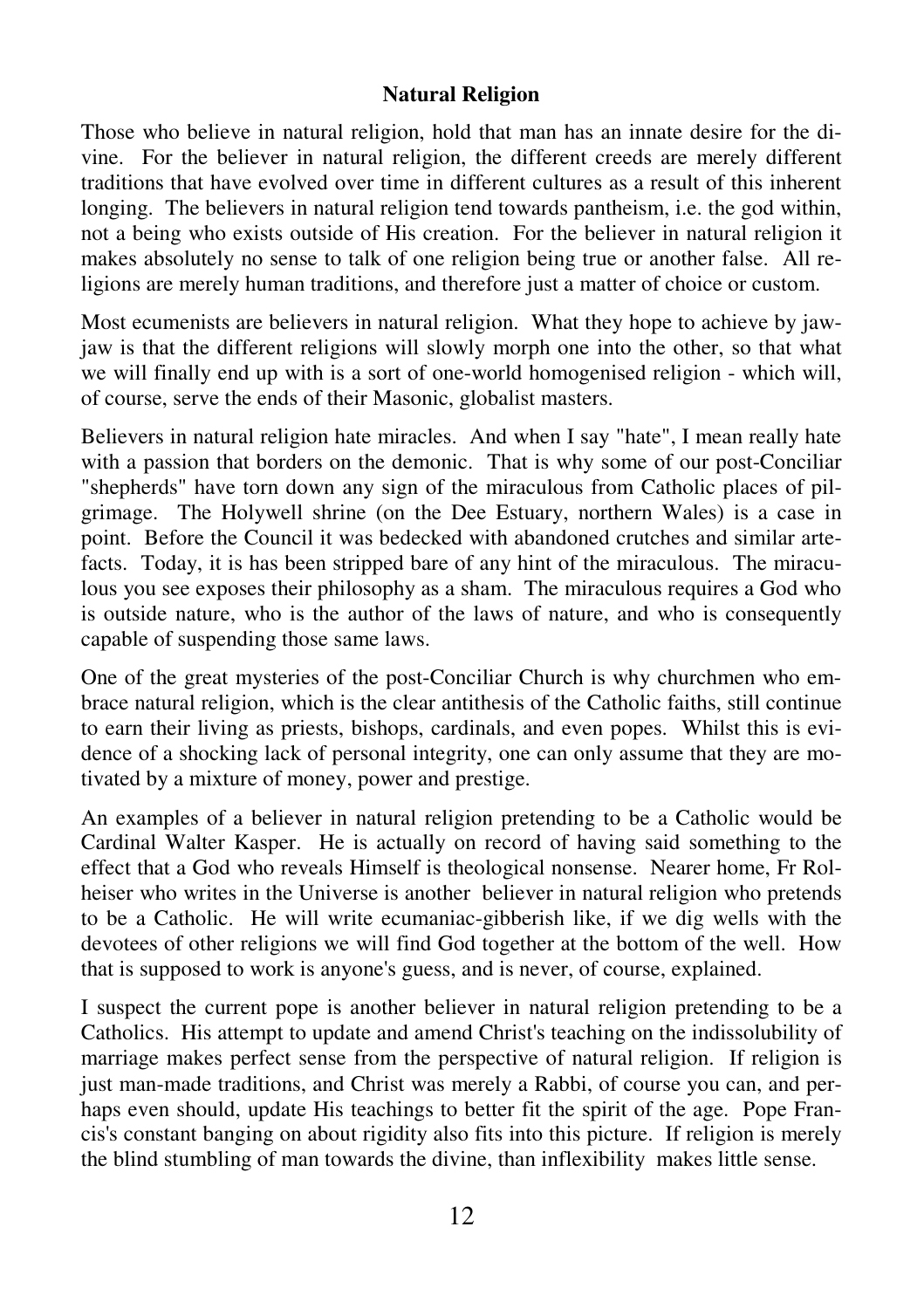## Natural Religion

Those who believe in natural religion, hold that man has an innate desire for the divine. For the believer in natural religion, the different creeds are merely different traditions that have evolved over time in different cultures as a result of this inherent longing. The believers in natural religion tend towards pantheism, i.e. the god within, not a being who exists outside of His creation. For the believer in natural religion it makes absolutely no sense to talk of one religion being true or another false. All religions are merely human traditions, and therefore just a matter of choice or custom.

Most ecumenists are believers in natural religion. What they hope to achieve by jaw-jaw is that the different religions will slowly morph one into the other, so that what we will finally end up with is a sort of one-world homogenised religion - which will, of course, serve the ends of their Masonic, globalist masters.

Believers in natural religion hate miracles. And when I say "hate", I mean really hate with a passion that borders on the demonic. That is why some of our post-Conciliar "shepherds" have torn down any sign of the miraculous from Catholic places of pilgrimage. The Holywell shrine (on the Dee Estuary, northern Wales) is a case in point. Before the Council it was bedecked with abandoned crutches and similar artefacts. Today, it is has been stripped bare of any hint of the miraculous. The miraculous you see exposes their philosophy as a sham. The miraculous requires a God who is outside nature, who is the author of the laws of nature, and who is consequently capable of suspending those same laws.

One of the great mysteries of the post-Conciliar Church is why churchmen who embrace natural religion, which is the clear antithesis of the Catholic faiths, still continue to earn their living as priests, bishops, cardinals, and even popes. Whilst this is evidence of a shocking lack of personal integrity, one can only assume that they are motivated by a mixture of money, power and prestige.

An examples of a believer in natural religion pretending to be a Catholic would be Cardinal Walter Kasper. He is actually on record of having said something to the effect that a God who reveals Himself is theological nonsense. Nearer home, Fr Rolheiser who writes in the Universe is another believer in natural religion who pretends to be a Catholic. He will write ecumaniac-gibberish like, if we dig wells with the devotees of other religions we will find God together at the bottom of the well. How that is supposed to work is anyone's guess, and is never, of course, explained.

I suspect the current pope is another believer in natural religion pretending to be a Catholics. His attempt to update and amend Christ's teaching on the indissolubility of marriage makes perfect sense from the perspective of natural religion. If religion is just man-made traditions, and Christ was merely a Rabbi, of course you can, and perhaps even should, update His teachings to better fit the spirit of the age. Pope Francis's constant banging on about rigidity also fits into this picture. If religion is merely the blind stumbling of man towards the divine, than inflexibility makes little sense.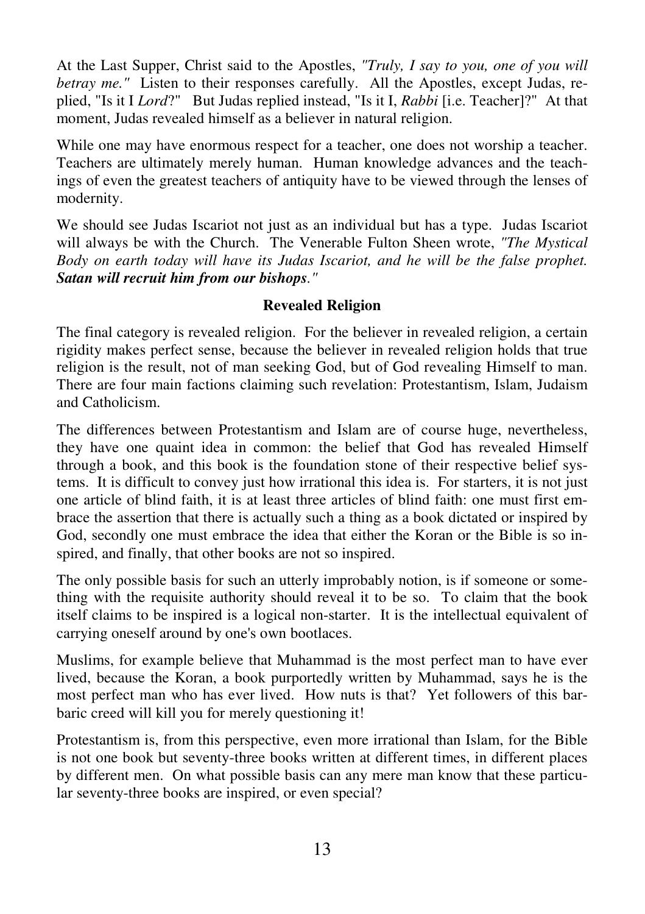At the Last Supper, Christ said to the Apostles, *"Truly, I say to you, one of you will betray me."* Listen to their responses carefully. All the Apostles, except Judas, replied, "Is it I *Lord*?" But Judas replied instead, "Is it I, *Rabbi* [i.e. Teacher]?" At that moment, Judas revealed himself as a believer in natural religion.

While one may have enormous respect for a teacher, one does not worship a teacher. Teachers are ultimately merely human. Human knowledge advances and the teachings of even the greatest teachers of antiquity have to be viewed through the lenses of modernity.

We should see Judas Iscariot not just as an individual but has a type. Judas Iscariot will always be with the Church. The Venerable Fulton Sheen wrote, *"The Mystical Body on earth today will have its Judas Iscariot, and he will be the false prophet. **Satan will recruit him from our bishops**."*

### Revealed Religion

The final category is revealed religion. For the believer in revealed religion, a certain rigidity makes perfect sense, because the believer in revealed religion holds that true religion is the result, not of man seeking God, but of God revealing Himself to man. There are four main factions claiming such revelation: Protestantism, Islam, Judaism and Catholicism.

The differences between Protestantism and Islam are of course huge, nevertheless, they have one quaint idea in common: the belief that God has revealed Himself through a book, and this book is the foundation stone of their respective belief systems. It is difficult to convey just how irrational this idea is. For starters, it is not just one article of blind faith, it is at least three articles of blind faith: one must first embrace the assertion that there is actually such a thing as a book dictated or inspired by God, secondly one must embrace the idea that either the Koran or the Bible is so inspired, and finally, that other books are not so inspired.

The only possible basis for such an utterly improbably notion, is if someone or something with the requisite authority should reveal it to be so. To claim that the book itself claims to be inspired is a logical non-starter. It is the intellectual equivalent of carrying oneself around by one's own bootlaces.

Muslims, for example believe that Muhammad is the most perfect man to have ever lived, because the Koran, a book purportedly written by Muhammad, says he is the most perfect man who has ever lived. How nuts is that? Yet followers of this barbaric creed will kill you for merely questioning it!

Protestantism is, from this perspective, even more irrational than Islam, for the Bible is not one book but seventy-three books written at different times, in different places by different men. On what possible basis can any mere man know that these particular seventy-three books are inspired, or even special?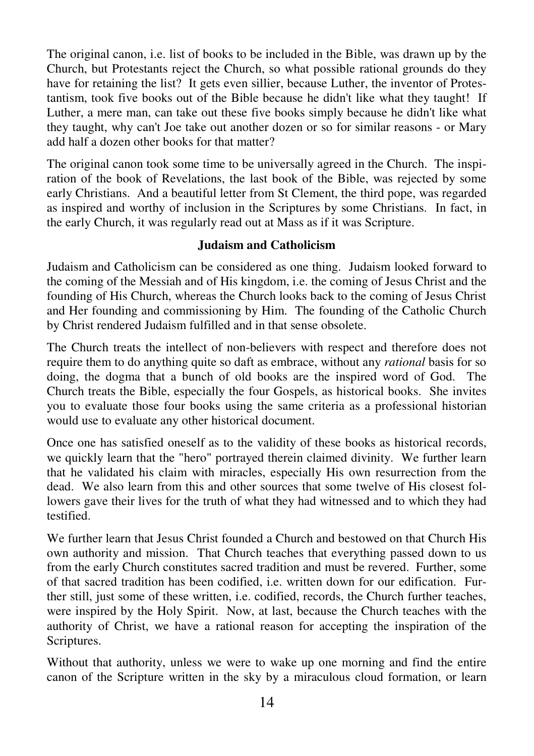The original canon, i.e. list of books to be included in the Bible, was drawn up by the Church, but Protestants reject the Church, so what possible rational grounds do they have for retaining the list? It gets even sillier, because Luther, the inventor of Protestantism, took five books out of the Bible because he didn't like what they taught! If Luther, a mere man, can take out these five books simply because he didn't like what they taught, why can't Joe take out another dozen or so for similar reasons - or Mary add half a dozen other books for that matter?

The original canon took some time to be universally agreed in the Church. The inspiration of the book of Revelations, the last book of the Bible, was rejected by some early Christians. And a beautiful letter from St Clement, the third pope, was regarded as inspired and worthy of inclusion in the Scriptures by some Christians. In fact, in the early Church, it was regularly read out at Mass as if it was Scripture.

**Judaism and Catholicism**

Judaism and Catholicism can be considered as one thing. Judaism looked forward to the coming of the Messiah and of His kingdom, i.e. the coming of Jesus Christ and the founding of His Church, whereas the Church looks back to the coming of Jesus Christ and Her founding and commissioning by Him. The founding of the Catholic Church by Christ rendered Judaism fulfilled and in that sense obsolete.

The Church treats the intellect of non-believers with respect and therefore does not require them to do anything quite so daft as embrace, without any *rational* basis for so doing, the dogma that a bunch of old books are the inspired word of God. The Church treats the Bible, especially the four Gospels, as historical books. She invites you to evaluate those four books using the same criteria as a professional historian would use to evaluate any other historical document.

Once one has satisfied oneself as to the validity of these books as historical records, we quickly learn that the "hero" portrayed therein claimed divinity. We further learn that he validated his claim with miracles, especially His own resurrection from the dead. We also learn from this and other sources that some twelve of His closest followers gave their lives for the truth of what they had witnessed and to which they had testified.

We further learn that Jesus Christ founded a Church and bestowed on that Church His own authority and mission. That Church teaches that everything passed down to us from the early Church constitutes sacred tradition and must be revered. Further, some of that sacred tradition has been codified, i.e. written down for our edification. Further still, just some of these written, i.e. codified, records, the Church further teaches, were inspired by the Holy Spirit. Now, at last, because the Church teaches with the authority of Christ, we have a rational reason for accepting the inspiration of the Scriptures.

Without that authority, unless we were to wake up one morning and find the entire canon of the Scripture written in the sky by a miraculous cloud formation, or learn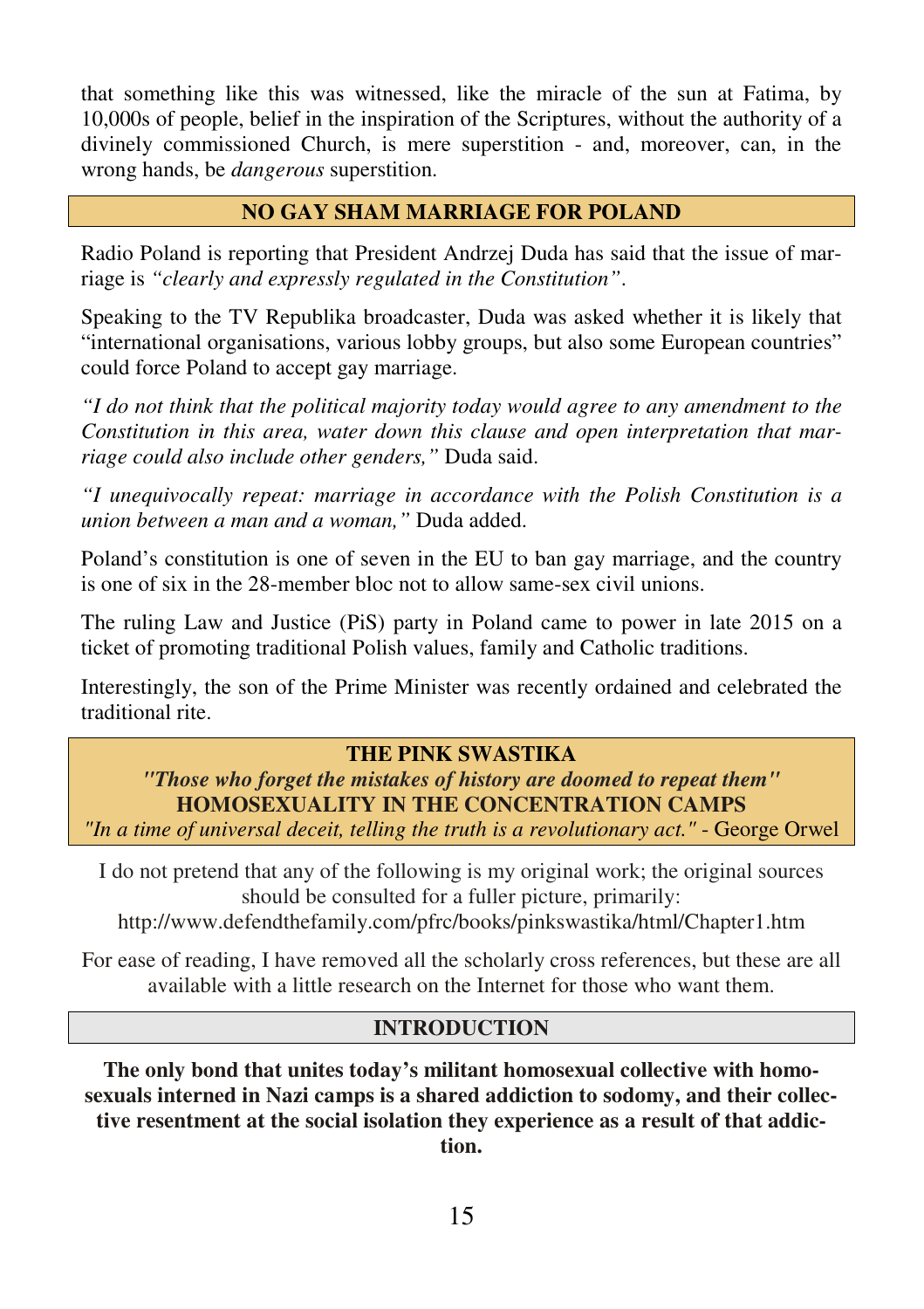that something like this was witnessed, like the miracle of the sun at Fatima, by 10,000s of people, belief in the inspiration of the Scriptures, without the authority of a divinely commissioned Church, is mere superstition - and, moreover, can, in the wrong hands, be *dangerous* superstition.

## NO GAY SHAM MARRIAGE FOR POLAND

Radio Poland is reporting that President Andrzej Duda has said that the issue of marriage is *"clearly and expressly regulated in the Constitution"*.

Speaking to the TV Republika broadcaster, Duda was asked whether it is likely that "international organisations, various lobby groups, but also some European countries" could force Poland to accept gay marriage.

*"I do not think that the political majority today would agree to any amendment to the Constitution in this area, water down this clause and open interpretation that marriage could also include other genders,"* Duda said.

*"I unequivocally repeat: marriage in accordance with the Polish Constitution is a union between a man and a woman,"* Duda added.

Poland's constitution is one of seven in the EU to ban gay marriage, and the country is one of six in the 28-member bloc not to allow same-sex civil unions.

The ruling Law and Justice (PiS) party in Poland came to power in late 2015 on a ticket of promoting traditional Polish values, family and Catholic traditions.

Interestingly, the son of the Prime Minister was recently ordained and celebrated the traditional rite.

## THE PINK SWASTIKA

***"Those who forget the mistakes of history are doomed to repeat them"***

## HOMOSEXUALITY IN THE CONCENTRATION CAMPS

*"In a time of universal deceit, telling the truth is a revolutionary act."* - George Orwel

I do not pretend that any of the following is my original work; the original sources should be consulted for a fuller picture, primarily:
http://www.defendthefamily.com/pfrc/books/pinkswastika/html/Chapter1.htm

For ease of reading, I have removed all the scholarly cross references, but these are all available with a little research on the Internet for those who want them.

## INTRODUCTION

**The only bond that unites today's militant homosexual collective with homosexuals interned in Nazi camps is a shared addiction to sodomy, and their collective resentment at the social isolation they experience as a result of that addiction.**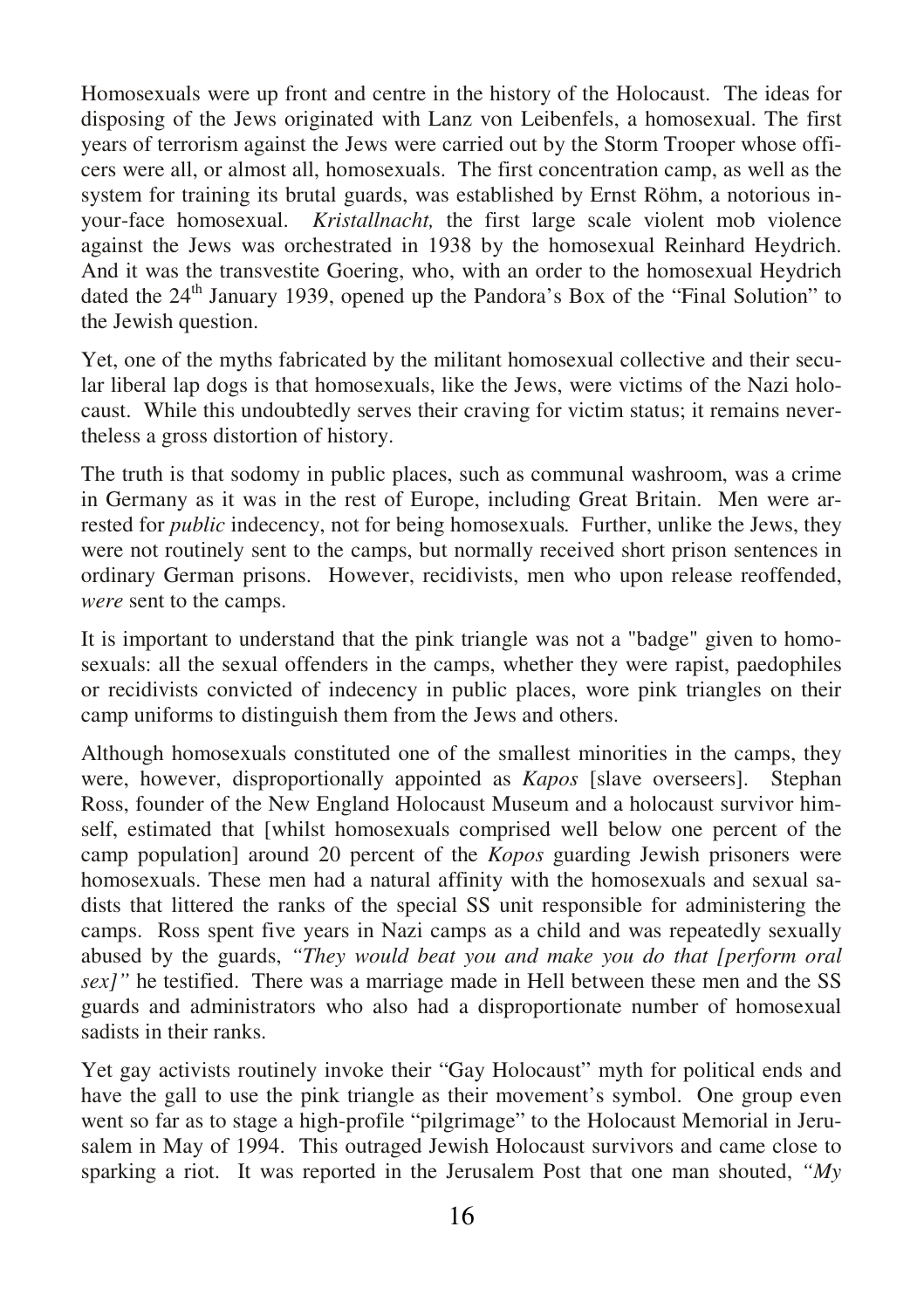Homosexuals were up front and centre in the history of the Holocaust. The ideas for disposing of the Jews originated with Lanz von Leibenfels, a homosexual. The first years of terrorism against the Jews were carried out by the Storm Trooper whose officers were all, or almost all, homosexuals. The first concentration camp, as well as the system for training its brutal guards, was established by Ernst Röhm, a notorious in-your-face homosexual. *Kristallnacht,* the first large scale violent mob violence against the Jews was orchestrated in 1938 by the homosexual Reinhard Heydrich. And it was the transvestite Goering, who, with an order to the homosexual Heydrich dated the 24th January 1939, opened up the Pandora's Box of the "Final Solution" to the Jewish question.

Yet, one of the myths fabricated by the militant homosexual collective and their secular liberal lap dogs is that homosexuals, like the Jews, were victims of the Nazi holocaust. While this undoubtedly serves their craving for victim status; it remains nevertheless a gross distortion of history.

The truth is that sodomy in public places, such as communal washroom, was a crime in Germany as it was in the rest of Europe, including Great Britain. Men were arrested for *public* indecency, not for being homosexuals. Further, unlike the Jews, they were not routinely sent to the camps, but normally received short prison sentences in ordinary German prisons. However, recidivists, men who upon release reoffended, *were* sent to the camps.

It is important to understand that the pink triangle was not a "badge" given to homosexuals: all the sexual offenders in the camps, whether they were rapist, paedophiles or recidivists convicted of indecency in public places, wore pink triangles on their camp uniforms to distinguish them from the Jews and others.

Although homosexuals constituted one of the smallest minorities in the camps, they were, however, disproportionally appointed as *Kapos* [slave overseers]. Stephan Ross, founder of the New England Holocaust Museum and a holocaust survivor himself, estimated that [whilst homosexuals comprised well below one percent of the camp population] around 20 percent of the *Kopos* guarding Jewish prisoners were homosexuals. These men had a natural affinity with the homosexuals and sexual sadists that littered the ranks of the special SS unit responsible for administering the camps. Ross spent five years in Nazi camps as a child and was repeatedly sexually abused by the guards, *"They would beat you and make you do that [perform oral sex]"* he testified. There was a marriage made in Hell between these men and the SS guards and administrators who also had a disproportionate number of homosexual sadists in their ranks.

Yet gay activists routinely invoke their "Gay Holocaust" myth for political ends and have the gall to use the pink triangle as their movement's symbol. One group even went so far as to stage a high-profile "pilgrimage" to the Holocaust Memorial in Jerusalem in May of 1994. This outraged Jewish Holocaust survivors and came close to sparking a riot. It was reported in the Jerusalem Post that one man shouted, *"My*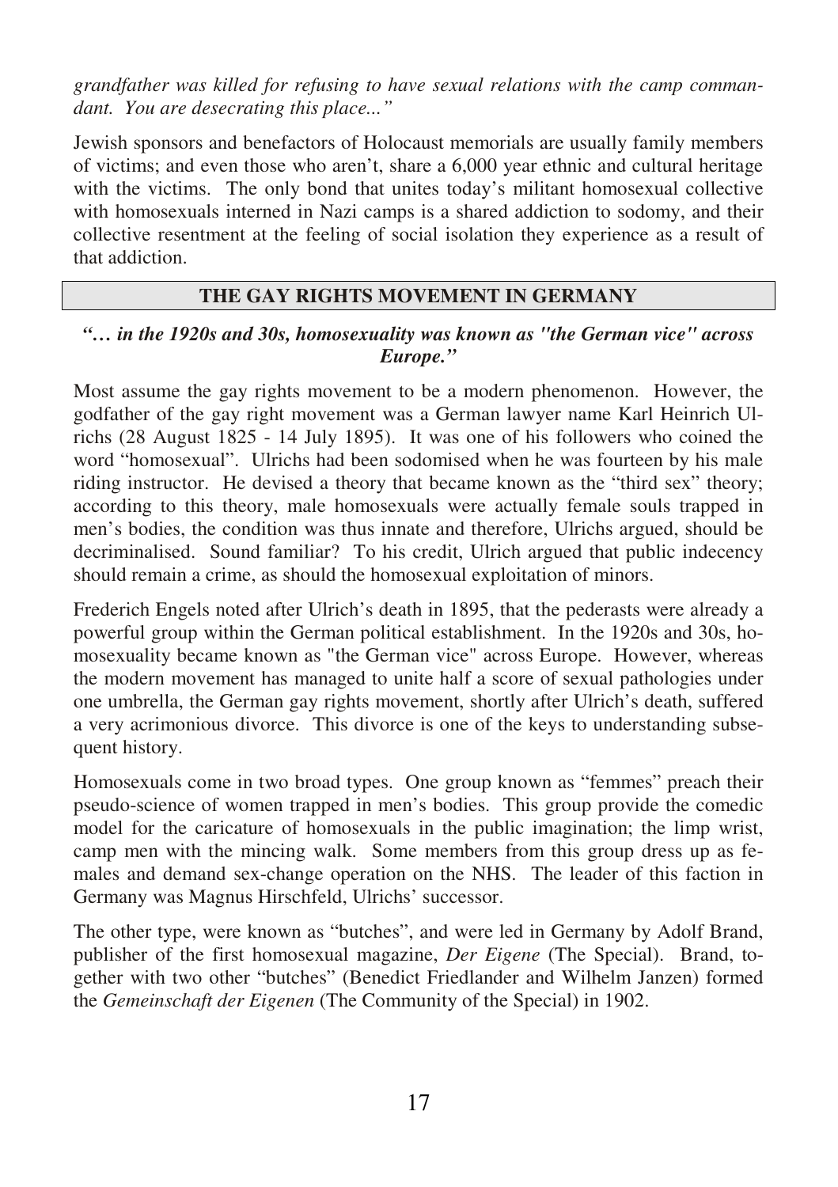*grandfather was killed for refusing to have sexual relations with the camp commandant. You are desecrating this place..."*

Jewish sponsors and benefactors of Holocaust memorials are usually family members of victims; and even those who aren't, share a 6,000 year ethnic and cultural heritage with the victims. The only bond that unites today's militant homosexual collective with homosexuals interned in Nazi camps is a shared addiction to sodomy, and their collective resentment at the feeling of social isolation they experience as a result of that addiction.

## THE GAY RIGHTS MOVEMENT IN GERMANY

***"… in the 1920s and 30s, homosexuality was known as "the German vice" across Europe."***

Most assume the gay rights movement to be a modern phenomenon. However, the godfather of the gay right movement was a German lawyer name Karl Heinrich Ulrichs (28 August 1825 - 14 July 1895). It was one of his followers who coined the word "homosexual". Ulrichs had been sodomised when he was fourteen by his male riding instructor. He devised a theory that became known as the "third sex" theory; according to this theory, male homosexuals were actually female souls trapped in men's bodies, the condition was thus innate and therefore, Ulrichs argued, should be decriminalised. Sound familiar? To his credit, Ulrich argued that public indecency should remain a crime, as should the homosexual exploitation of minors.

Frederich Engels noted after Ulrich's death in 1895, that the pederasts were already a powerful group within the German political establishment. In the 1920s and 30s, homosexuality became known as "the German vice" across Europe. However, whereas the modern movement has managed to unite half a score of sexual pathologies under one umbrella, the German gay rights movement, shortly after Ulrich's death, suffered a very acrimonious divorce. This divorce is one of the keys to understanding subsequent history.

Homosexuals come in two broad types. One group known as "femmes" preach their pseudo-science of women trapped in men's bodies. This group provide the comedic model for the caricature of homosexuals in the public imagination; the limp wrist, camp men with the mincing walk. Some members from this group dress up as females and demand sex-change operation on the NHS. The leader of this faction in Germany was Magnus Hirschfeld, Ulrichs' successor.

The other type, were known as "butches", and were led in Germany by Adolf Brand, publisher of the first homosexual magazine, *Der Eigene* (The Special). Brand, together with two other "butches" (Benedict Friedlander and Wilhelm Janzen) formed the *Gemeinschaft der Eigenen* (The Community of the Special) in 1902.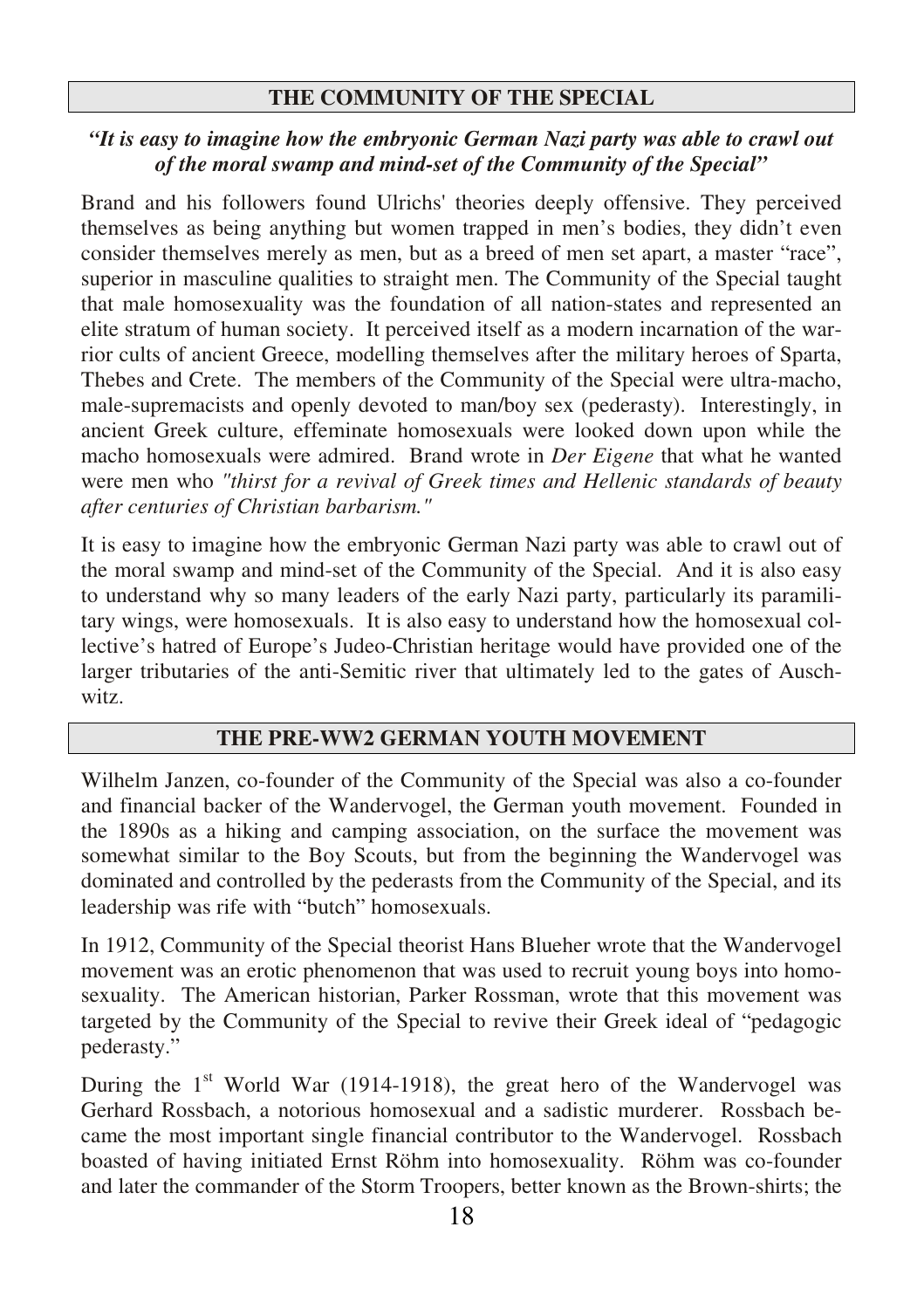## THE COMMUNITY OF THE SPECIAL

***"It is easy to imagine how the embryonic German Nazi party was able to crawl out of the moral swamp and mind-set of the Community of the Special"***

Brand and his followers found Ulrichs' theories deeply offensive. They perceived themselves as being anything but women trapped in men's bodies, they didn't even consider themselves merely as men, but as a breed of men set apart, a master "race", superior in masculine qualities to straight men. The Community of the Special taught that male homosexuality was the foundation of all nation-states and represented an elite stratum of human society. It perceived itself as a modern incarnation of the warrior cults of ancient Greece, modelling themselves after the military heroes of Sparta, Thebes and Crete. The members of the Community of the Special were ultra-macho, male-supremacists and openly devoted to man/boy sex (pederasty). Interestingly, in ancient Greek culture, effeminate homosexuals were looked down upon while the macho homosexuals were admired. Brand wrote in *Der Eigene* that what he wanted were men who *"thirst for a revival of Greek times and Hellenic standards of beauty after centuries of Christian barbarism."*

It is easy to imagine how the embryonic German Nazi party was able to crawl out of the moral swamp and mind-set of the Community of the Special. And it is also easy to understand why so many leaders of the early Nazi party, particularly its paramilitary wings, were homosexuals. It is also easy to understand how the homosexual collective's hatred of Europe's Judeo-Christian heritage would have provided one of the larger tributaries of the anti-Semitic river that ultimately led to the gates of Auschwitz.

## THE PRE-WW2 GERMAN YOUTH MOVEMENT

Wilhelm Janzen, co-founder of the Community of the Special was also a co-founder and financial backer of the Wandervogel, the German youth movement. Founded in the 1890s as a hiking and camping association, on the surface the movement was somewhat similar to the Boy Scouts, but from the beginning the Wandervogel was dominated and controlled by the pederasts from the Community of the Special, and its leadership was rife with "butch" homosexuals.

In 1912, Community of the Special theorist Hans Blueher wrote that the Wandervogel movement was an erotic phenomenon that was used to recruit young boys into homosexuality. The American historian, Parker Rossman, wrote that this movement was targeted by the Community of the Special to revive their Greek ideal of "pedagogic pederasty."

During the 1st World War (1914-1918), the great hero of the Wandervogel was Gerhard Rossbach, a notorious homosexual and a sadistic murderer. Rossbach became the most important single financial contributor to the Wandervogel. Rossbach boasted of having initiated Ernst Röhm into homosexuality. Röhm was co-founder and later the commander of the Storm Troopers, better known as the Brown-shirts; the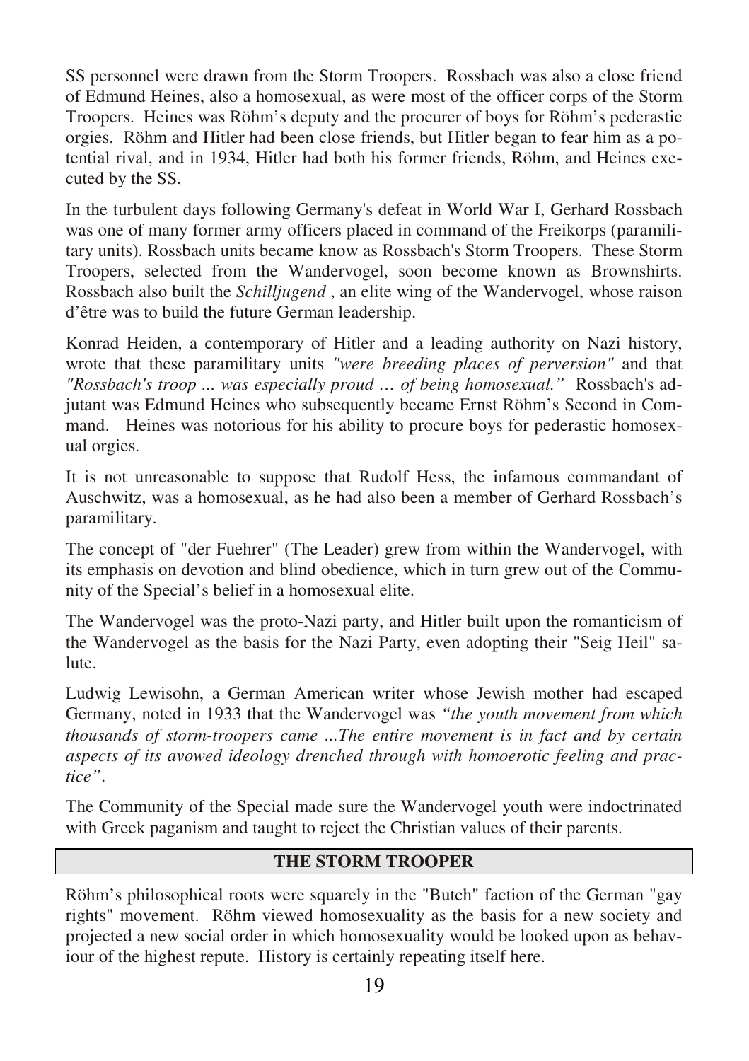SS personnel were drawn from the Storm Troopers. Rossbach was also a close friend of Edmund Heines, also a homosexual, as were most of the officer corps of the Storm Troopers. Heines was Röhm's deputy and the procurer of boys for Röhm's pederastic orgies. Röhm and Hitler had been close friends, but Hitler began to fear him as a potential rival, and in 1934, Hitler had both his former friends, Röhm, and Heines executed by the SS.

In the turbulent days following Germany's defeat in World War I, Gerhard Rossbach was one of many former army officers placed in command of the Freikorps (paramilitary units). Rossbach units became know as Rossbach's Storm Troopers. These Storm Troopers, selected from the Wandervogel, soon become known as Brownshirts. Rossbach also built the *Schilljugend* , an elite wing of the Wandervogel, whose raison d'être was to build the future German leadership.

Konrad Heiden, a contemporary of Hitler and a leading authority on Nazi history, wrote that these paramilitary units *"were breeding places of perversion"* and that *"Rossbach's troop ... was especially proud … of being homosexual."* Rossbach's adjutant was Edmund Heines who subsequently became Ernst Röhm's Second in Command. Heines was notorious for his ability to procure boys for pederastic homosexual orgies.

It is not unreasonable to suppose that Rudolf Hess, the infamous commandant of Auschwitz, was a homosexual, as he had also been a member of Gerhard Rossbach's paramilitary.

The concept of "der Fuehrer" (The Leader) grew from within the Wandervogel, with its emphasis on devotion and blind obedience, which in turn grew out of the Community of the Special's belief in a homosexual elite.

The Wandervogel was the proto-Nazi party, and Hitler built upon the romanticism of the Wandervogel as the basis for the Nazi Party, even adopting their "Seig Heil" salute.

Ludwig Lewisohn, a German American writer whose Jewish mother had escaped Germany, noted in 1933 that the Wandervogel was *"the youth movement from which thousands of storm-troopers came ...The entire movement is in fact and by certain aspects of its avowed ideology drenched through with homoerotic feeling and practice"*.

The Community of the Special made sure the Wandervogel youth were indoctrinated with Greek paganism and taught to reject the Christian values of their parents.

## THE STORM TROOPER

Röhm's philosophical roots were squarely in the "Butch" faction of the German "gay rights" movement. Röhm viewed homosexuality as the basis for a new society and projected a new social order in which homosexuality would be looked upon as behaviour of the highest repute. History is certainly repeating itself here.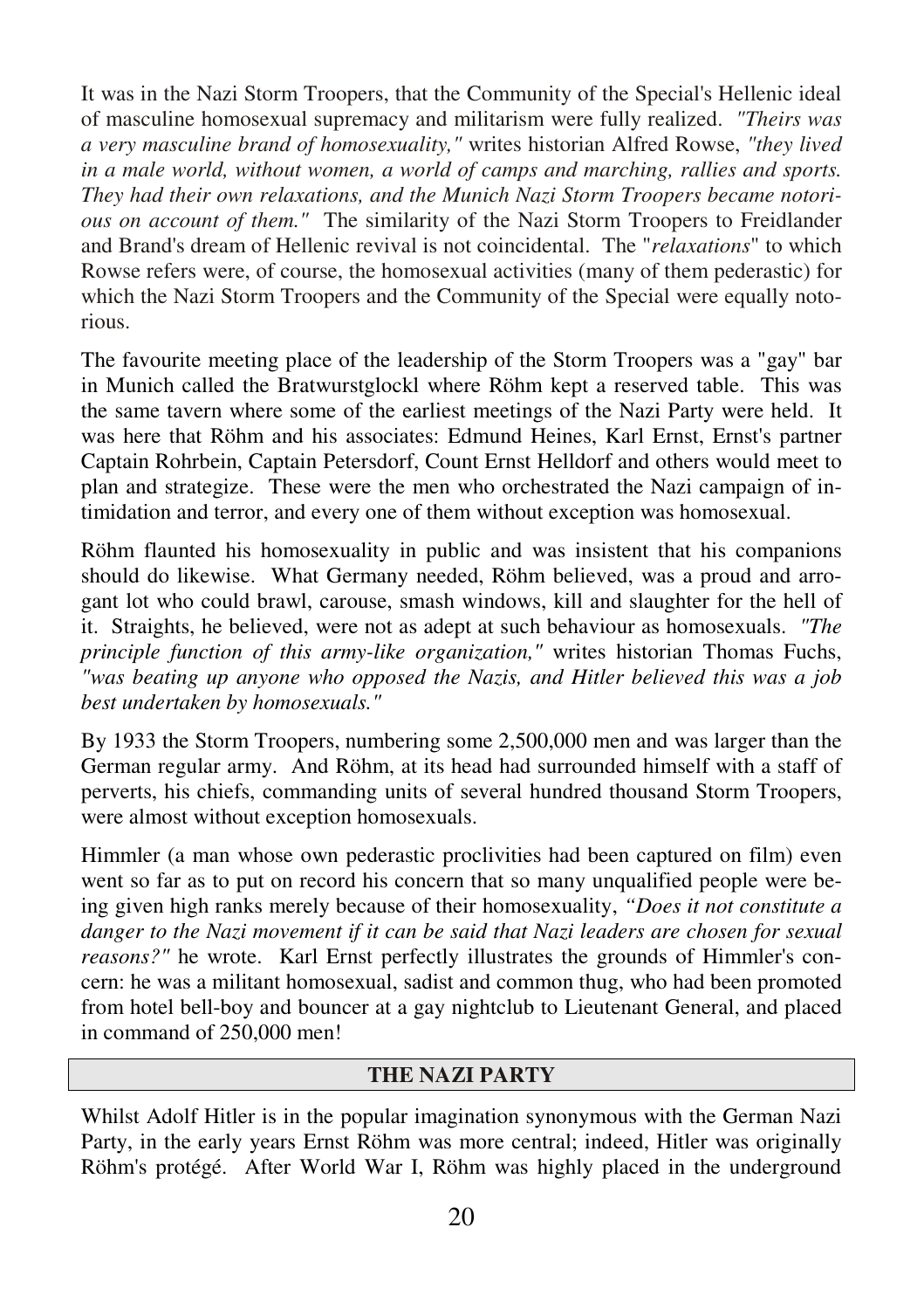It was in the Nazi Storm Troopers, that the Community of the Special's Hellenic ideal of masculine homosexual supremacy and militarism were fully realized. *"Theirs was a very masculine brand of homosexuality,"* writes historian Alfred Rowse, *"they lived in a male world, without women, a world of camps and marching, rallies and sports. They had their own relaxations, and the Munich Nazi Storm Troopers became notorious on account of them."* The similarity of the Nazi Storm Troopers to Freidlander and Brand's dream of Hellenic revival is not coincidental. The "*relaxations*" to which Rowse refers were, of course, the homosexual activities (many of them pederastic) for which the Nazi Storm Troopers and the Community of the Special were equally notorious.

The favourite meeting place of the leadership of the Storm Troopers was a "gay" bar in Munich called the Bratwurstglockl where Röhm kept a reserved table. This was the same tavern where some of the earliest meetings of the Nazi Party were held. It was here that Röhm and his associates: Edmund Heines, Karl Ernst, Ernst's partner Captain Rohrbein, Captain Petersdorf, Count Ernst Helldorf and others would meet to plan and strategize. These were the men who orchestrated the Nazi campaign of intimidation and terror, and every one of them without exception was homosexual.

Röhm flaunted his homosexuality in public and was insistent that his companions should do likewise. What Germany needed, Röhm believed, was a proud and arrogant lot who could brawl, carouse, smash windows, kill and slaughter for the hell of it. Straights, he believed, were not as adept at such behaviour as homosexuals. *"The principle function of this army-like organization,"* writes historian Thomas Fuchs, *"was beating up anyone who opposed the Nazis, and Hitler believed this was a job best undertaken by homosexuals."*

By 1933 the Storm Troopers, numbering some 2,500,000 men and was larger than the German regular army. And Röhm, at its head had surrounded himself with a staff of perverts, his chiefs, commanding units of several hundred thousand Storm Troopers, were almost without exception homosexuals.

Himmler (a man whose own pederastic proclivities had been captured on film) even went so far as to put on record his concern that so many unqualified people were being given high ranks merely because of their homosexuality, *"Does it not constitute a danger to the Nazi movement if it can be said that Nazi leaders are chosen for sexual reasons?"* he wrote. Karl Ernst perfectly illustrates the grounds of Himmler's concern: he was a militant homosexual, sadist and common thug, who had been promoted from hotel bell-boy and bouncer at a gay nightclub to Lieutenant General, and placed in command of 250,000 men!

## THE NAZI PARTY

Whilst Adolf Hitler is in the popular imagination synonymous with the German Nazi Party, in the early years Ernst Röhm was more central; indeed, Hitler was originally Röhm's protégé. After World War I, Röhm was highly placed in the underground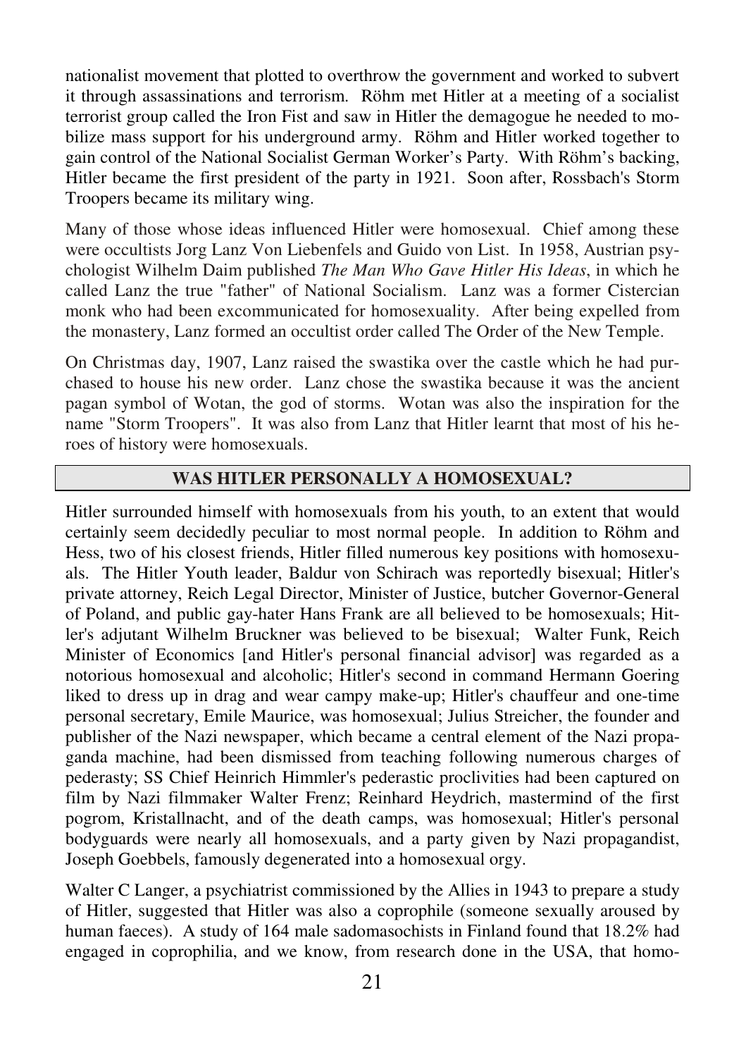nationalist movement that plotted to overthrow the government and worked to subvert it through assassinations and terrorism. Röhm met Hitler at a meeting of a socialist terrorist group called the Iron Fist and saw in Hitler the demagogue he needed to mobilize mass support for his underground army. Röhm and Hitler worked together to gain control of the National Socialist German Worker's Party. With Röhm's backing, Hitler became the first president of the party in 1921. Soon after, Rossbach's Storm Troopers became its military wing.

Many of those whose ideas influenced Hitler were homosexual. Chief among these were occultists Jorg Lanz Von Liebenfels and Guido von List. In 1958, Austrian psychologist Wilhelm Daim published *The Man Who Gave Hitler His Ideas*, in which he called Lanz the true "father" of National Socialism. Lanz was a former Cistercian monk who had been excommunicated for homosexuality. After being expelled from the monastery, Lanz formed an occultist order called The Order of the New Temple.

On Christmas day, 1907, Lanz raised the swastika over the castle which he had purchased to house his new order. Lanz chose the swastika because it was the ancient pagan symbol of Wotan, the god of storms. Wotan was also the inspiration for the name "Storm Troopers". It was also from Lanz that Hitler learnt that most of his heroes of history were homosexuals.

## WAS HITLER PERSONALLY A HOMOSEXUAL?

Hitler surrounded himself with homosexuals from his youth, to an extent that would certainly seem decidedly peculiar to most normal people. In addition to Röhm and Hess, two of his closest friends, Hitler filled numerous key positions with homosexuals. The Hitler Youth leader, Baldur von Schirach was reportedly bisexual; Hitler's private attorney, Reich Legal Director, Minister of Justice, butcher Governor-General of Poland, and public gay-hater Hans Frank are all believed to be homosexuals; Hitler's adjutant Wilhelm Bruckner was believed to be bisexual; Walter Funk, Reich Minister of Economics [and Hitler's personal financial advisor] was regarded as a notorious homosexual and alcoholic; Hitler's second in command Hermann Goering liked to dress up in drag and wear campy make-up; Hitler's chauffeur and one-time personal secretary, Emile Maurice, was homosexual; Julius Streicher, the founder and publisher of the Nazi newspaper, which became a central element of the Nazi propaganda machine, had been dismissed from teaching following numerous charges of pederasty; SS Chief Heinrich Himmler's pederastic proclivities had been captured on film by Nazi filmmaker Walter Frenz; Reinhard Heydrich, mastermind of the first pogrom, Kristallnacht, and of the death camps, was homosexual; Hitler's personal bodyguards were nearly all homosexuals, and a party given by Nazi propagandist, Joseph Goebbels, famously degenerated into a homosexual orgy.

Walter C Langer, a psychiatrist commissioned by the Allies in 1943 to prepare a study of Hitler, suggested that Hitler was also a coprophile (someone sexually aroused by human faeces). A study of 164 male sadomasochists in Finland found that 18.2% had engaged in coprophilia, and we know, from research done in the USA, that homo-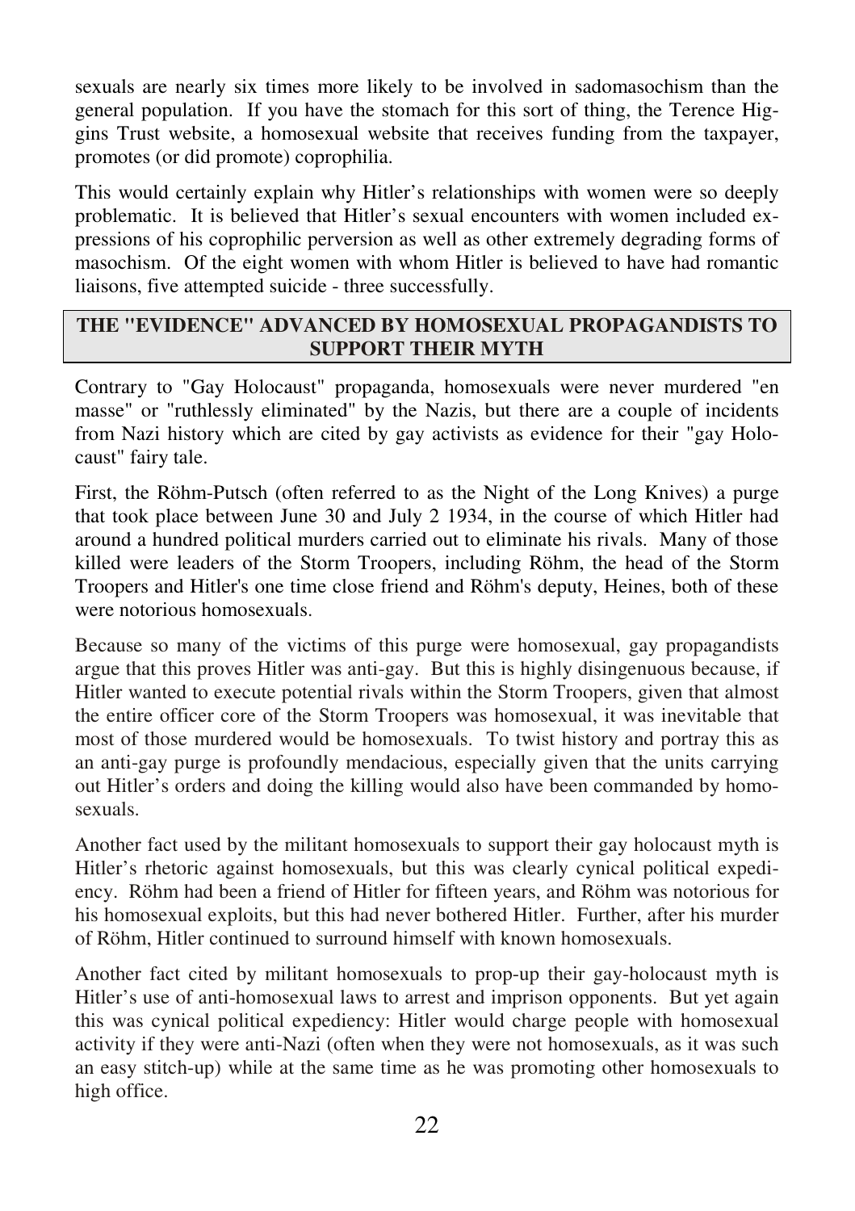sexuals are nearly six times more likely to be involved in sadomasochism than the general population. If you have the stomach for this sort of thing, the Terence Higgins Trust website, a homosexual website that receives funding from the taxpayer, promotes (or did promote) coprophilia.

This would certainly explain why Hitler's relationships with women were so deeply problematic. It is believed that Hitler's sexual encounters with women included expressions of his coprophilic perversion as well as other extremely degrading forms of masochism. Of the eight women with whom Hitler is believed to have had romantic liaisons, five attempted suicide - three successfully.

## THE "EVIDENCE" ADVANCED BY HOMOSEXUAL PROPAGANDISTS TO SUPPORT THEIR MYTH

Contrary to "Gay Holocaust" propaganda, homosexuals were never murdered "en masse" or "ruthlessly eliminated" by the Nazis, but there are a couple of incidents from Nazi history which are cited by gay activists as evidence for their "gay Holocaust" fairy tale.

First, the Röhm-Putsch (often referred to as the Night of the Long Knives) a purge that took place between June 30 and July 2 1934, in the course of which Hitler had around a hundred political murders carried out to eliminate his rivals. Many of those killed were leaders of the Storm Troopers, including Röhm, the head of the Storm Troopers and Hitler's one time close friend and Röhm's deputy, Heines, both of these were notorious homosexuals.

Because so many of the victims of this purge were homosexual, gay propagandists argue that this proves Hitler was anti-gay. But this is highly disingenuous because, if Hitler wanted to execute potential rivals within the Storm Troopers, given that almost the entire officer core of the Storm Troopers was homosexual, it was inevitable that most of those murdered would be homosexuals. To twist history and portray this as an anti-gay purge is profoundly mendacious, especially given that the units carrying out Hitler's orders and doing the killing would also have been commanded by homosexuals.

Another fact used by the militant homosexuals to support their gay holocaust myth is Hitler's rhetoric against homosexuals, but this was clearly cynical political expediency. Röhm had been a friend of Hitler for fifteen years, and Röhm was notorious for his homosexual exploits, but this had never bothered Hitler. Further, after his murder of Röhm, Hitler continued to surround himself with known homosexuals.

Another fact cited by militant homosexuals to prop-up their gay-holocaust myth is Hitler's use of anti-homosexual laws to arrest and imprison opponents. But yet again this was cynical political expediency: Hitler would charge people with homosexual activity if they were anti-Nazi (often when they were not homosexuals, as it was such an easy stitch-up) while at the same time as he was promoting other homosexuals to high office.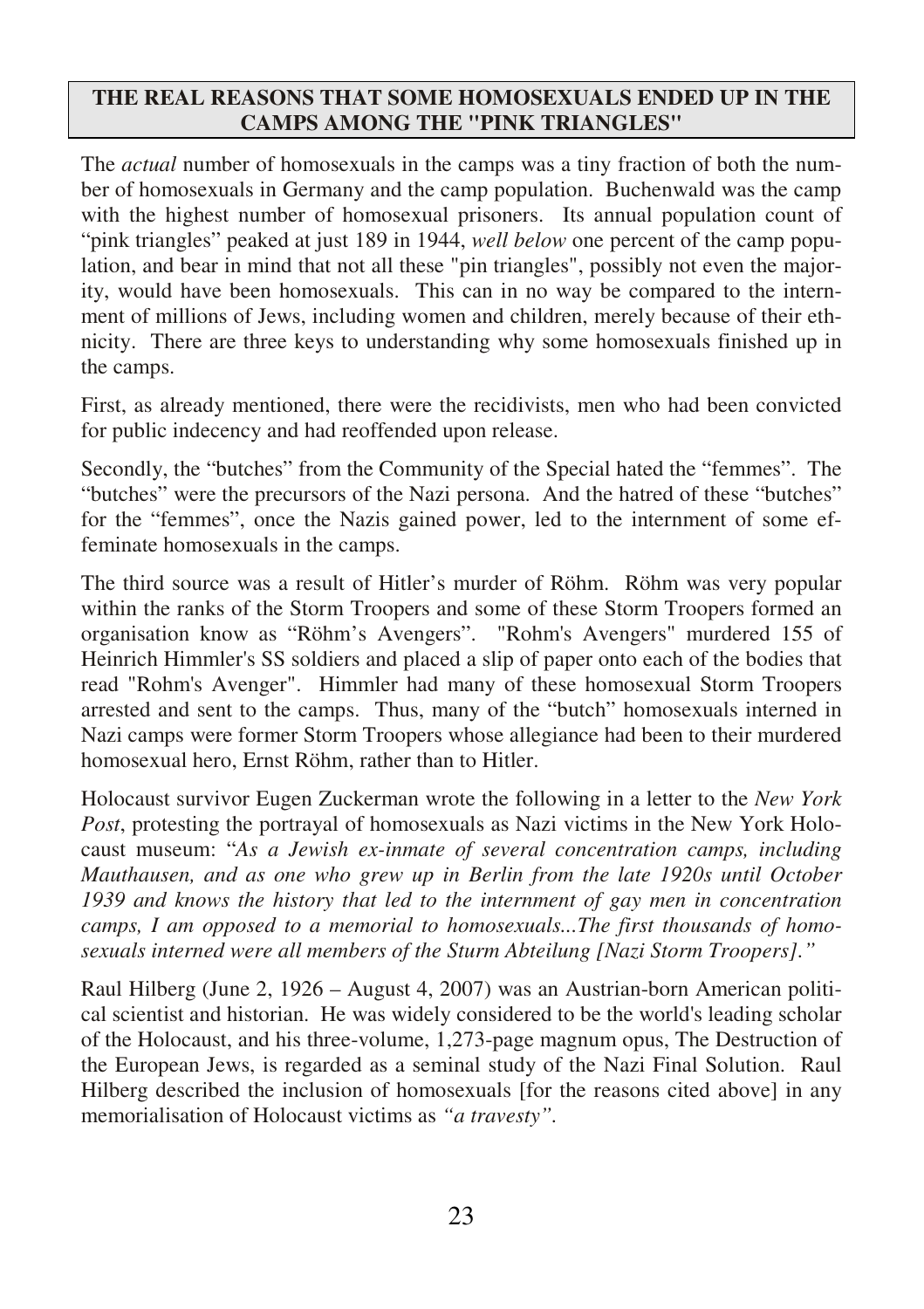## THE REAL REASONS THAT SOME HOMOSEXUALS ENDED UP IN THE CAMPS AMONG THE "PINK TRIANGLES"

The *actual* number of homosexuals in the camps was a tiny fraction of both the number of homosexuals in Germany and the camp population. Buchenwald was the camp with the highest number of homosexual prisoners. Its annual population count of "pink triangles" peaked at just 189 in 1944, *well below* one percent of the camp population, and bear in mind that not all these "pin triangles", possibly not even the majority, would have been homosexuals. This can in no way be compared to the internment of millions of Jews, including women and children, merely because of their ethnicity. There are three keys to understanding why some homosexuals finished up in the camps.

First, as already mentioned, there were the recidivists, men who had been convicted for public indecency and had reoffended upon release.

Secondly, the "butches" from the Community of the Special hated the "femmes". The "butches" were the precursors of the Nazi persona. And the hatred of these "butches" for the "femmes", once the Nazis gained power, led to the internment of some effeminate homosexuals in the camps.

The third source was a result of Hitler's murder of Röhm. Röhm was very popular within the ranks of the Storm Troopers and some of these Storm Troopers formed an organisation know as "Röhm's Avengers". "Rohm's Avengers" murdered 155 of Heinrich Himmler's SS soldiers and placed a slip of paper onto each of the bodies that read "Rohm's Avenger". Himmler had many of these homosexual Storm Troopers arrested and sent to the camps. Thus, many of the "butch" homosexuals interned in Nazi camps were former Storm Troopers whose allegiance had been to their murdered homosexual hero, Ernst Röhm, rather than to Hitler.

Holocaust survivor Eugen Zuckerman wrote the following in a letter to the *New York Post*, protesting the portrayal of homosexuals as Nazi victims in the New York Holocaust museum: "*As a Jewish ex-inmate of several concentration camps, including Mauthausen, and as one who grew up in Berlin from the late 1920s until October 1939 and knows the history that led to the internment of gay men in concentration camps, I am opposed to a memorial to homosexuals...The first thousands of homosexuals interned were all members of the Sturm Abteilung [Nazi Storm Troopers].*"

Raul Hilberg (June 2, 1926 – August 4, 2007) was an Austrian-born American political scientist and historian. He was widely considered to be the world's leading scholar of the Holocaust, and his three-volume, 1,273-page magnum opus, The Destruction of the European Jews, is regarded as a seminal study of the Nazi Final Solution. Raul Hilberg described the inclusion of homosexuals [for the reasons cited above] in any memorialisation of Holocaust victims as *"a travesty"*.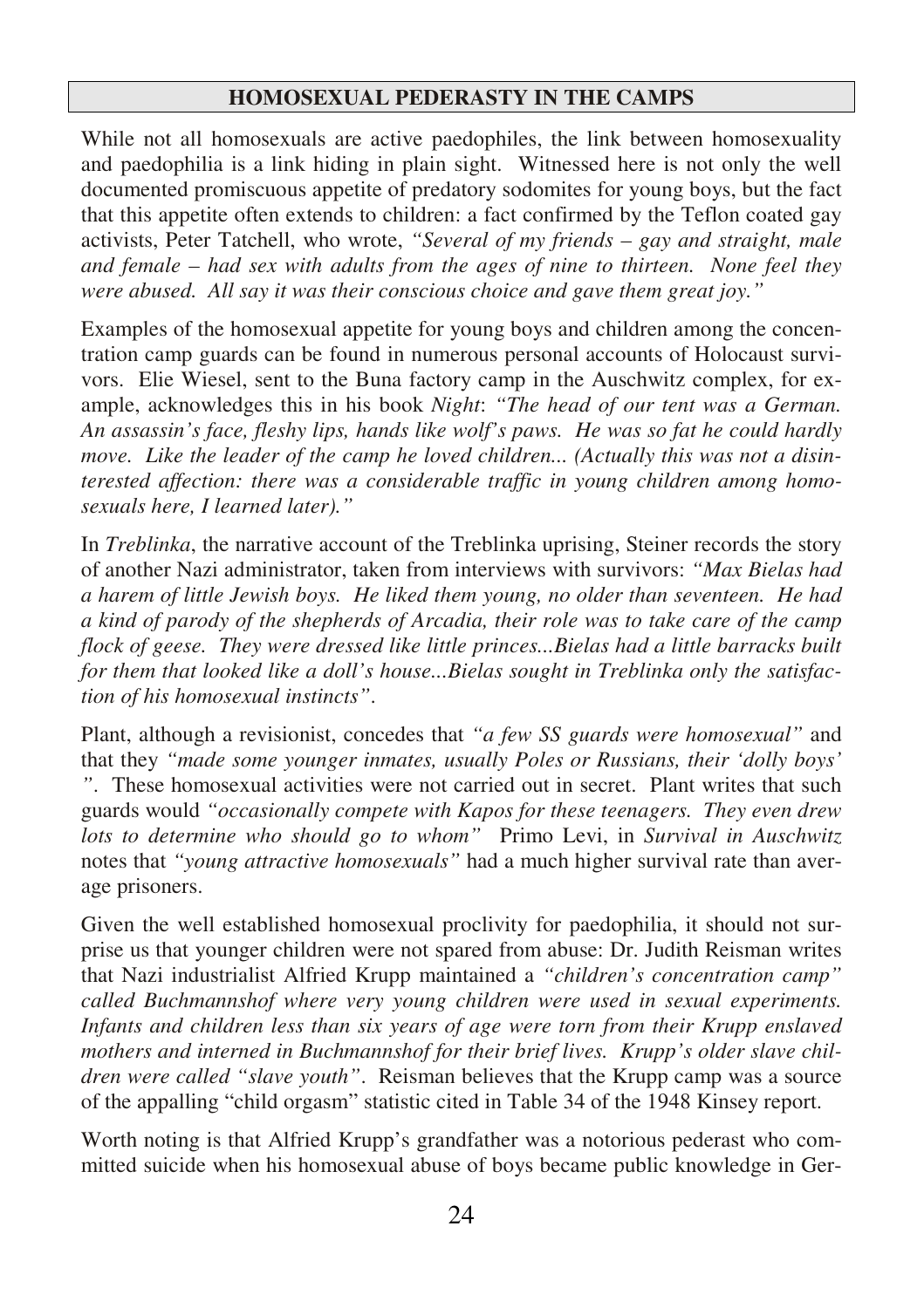## HOMOSEXUAL PEDERASTY IN THE CAMPS

While not all homosexuals are active paedophiles, the link between homosexuality and paedophilia is a link hiding in plain sight. Witnessed here is not only the well documented promiscuous appetite of predatory sodomites for young boys, but the fact that this appetite often extends to children: a fact confirmed by the Teflon coated gay activists, Peter Tatchell, who wrote, *"Several of my friends – gay and straight, male and female – had sex with adults from the ages of nine to thirteen. None feel they were abused. All say it was their conscious choice and gave them great joy."*

Examples of the homosexual appetite for young boys and children among the concentration camp guards can be found in numerous personal accounts of Holocaust survivors. Elie Wiesel, sent to the Buna factory camp in the Auschwitz complex, for example, acknowledges this in his book *Night*: *"The head of our tent was a German. An assassin's face, fleshy lips, hands like wolf's paws. He was so fat he could hardly move. Like the leader of the camp he loved children... (Actually this was not a disinterested affection: there was a considerable traffic in young children among homosexuals here, I learned later)."*

In *Treblinka*, the narrative account of the Treblinka uprising, Steiner records the story of another Nazi administrator, taken from interviews with survivors: *"Max Bielas had a harem of little Jewish boys. He liked them young, no older than seventeen. He had a kind of parody of the shepherds of Arcadia, their role was to take care of the camp flock of geese. They were dressed like little princes...Bielas had a little barracks built for them that looked like a doll's house...Bielas sought in Treblinka only the satisfaction of his homosexual instincts"*.

Plant, although a revisionist, concedes that *"a few SS guards were homosexual"* and that they *"made some younger inmates, usually Poles or Russians, their 'dolly boys' "*. These homosexual activities were not carried out in secret. Plant writes that such guards would *"occasionally compete with Kapos for these teenagers. They even drew lots to determine who should go to whom"* Primo Levi, in *Survival in Auschwitz* notes that *"young attractive homosexuals"* had a much higher survival rate than average prisoners.

Given the well established homosexual proclivity for paedophilia, it should not surprise us that younger children were not spared from abuse: Dr. Judith Reisman writes that Nazi industrialist Alfried Krupp maintained a *"children's concentration camp" called Buchmannshof where very young children were used in sexual experiments. Infants and children less than six years of age were torn from their Krupp enslaved mothers and interned in Buchmannshof for their brief lives. Krupp's older slave children were called "slave youth"*. Reisman believes that the Krupp camp was a source of the appalling "child orgasm" statistic cited in Table 34 of the 1948 Kinsey report.

Worth noting is that Alfried Krupp's grandfather was a notorious pederast who committed suicide when his homosexual abuse of boys became public knowledge in Ger-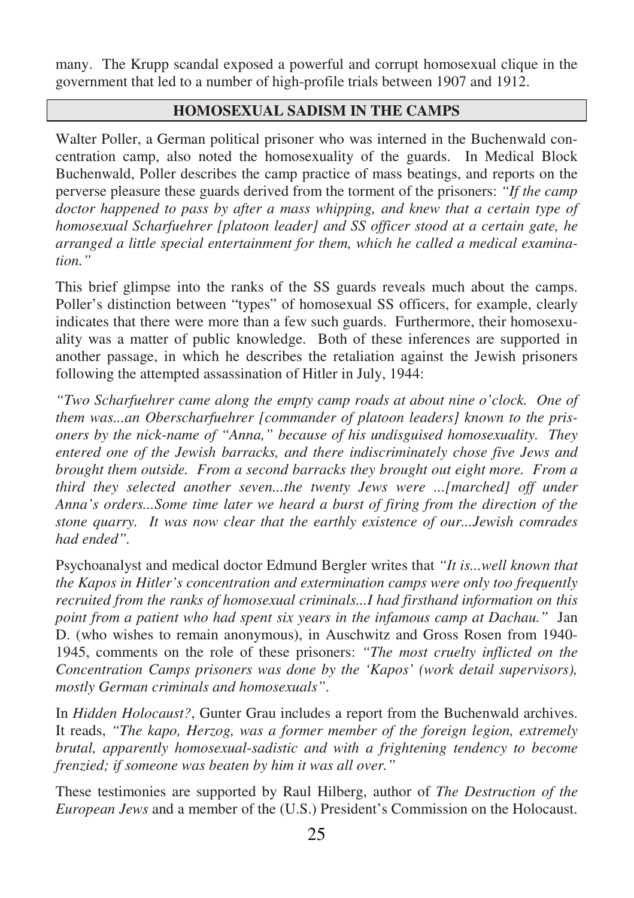many. The Krupp scandal exposed a powerful and corrupt homosexual clique in the government that led to a number of high-profile trials between 1907 and 1912.

## HOMOSEXUAL SADISM IN THE CAMPS

Walter Poller, a German political prisoner who was interned in the Buchenwald concentration camp, also noted the homosexuality of the guards. In Medical Block Buchenwald, Poller describes the camp practice of mass beatings, and reports on the perverse pleasure these guards derived from the torment of the prisoners: *"If the camp doctor happened to pass by after a mass whipping, and knew that a certain type of homosexual Scharfuehrer [platoon leader] and SS officer stood at a certain gate, he arranged a little special entertainment for them, which he called a medical examination."*

This brief glimpse into the ranks of the SS guards reveals much about the camps. Poller's distinction between "types" of homosexual SS officers, for example, clearly indicates that there were more than a few such guards. Furthermore, their homosexuality was a matter of public knowledge. Both of these inferences are supported in another passage, in which he describes the retaliation against the Jewish prisoners following the attempted assassination of Hitler in July, 1944:

*"Two Scharfuehrer came along the empty camp roads at about nine o'clock. One of them was...an Oberscharfuehrer [commander of platoon leaders] known to the prisoners by the nick-name of "Anna," because of his undisguised homosexuality. They entered one of the Jewish barracks, and there indiscriminately chose five Jews and brought them outside. From a second barracks they brought out eight more. From a third they selected another seven...the twenty Jews were ...[marched] off under Anna's orders...Some time later we heard a burst of firing from the direction of the stone quarry. It was now clear that the earthly existence of our...Jewish comrades had ended".*

Psychoanalyst and medical doctor Edmund Bergler writes that *"It is...well known that the Kapos in Hitler's concentration and extermination camps were only too frequently recruited from the ranks of homosexual criminals...I had firsthand information on this point from a patient who had spent six years in the infamous camp at Dachau."* Jan D. (who wishes to remain anonymous), in Auschwitz and Gross Rosen from 1940-1945, comments on the role of these prisoners: *"The most cruelty inflicted on the Concentration Camps prisoners was done by the 'Kapos' (work detail supervisors), mostly German criminals and homosexuals".*

In *Hidden Holocaust?*, Gunter Grau includes a report from the Buchenwald archives. It reads, *"The kapo, Herzog, was a former member of the foreign legion, extremely brutal, apparently homosexual-sadistic and with a frightening tendency to become frenzied; if someone was beaten by him it was all over."*

These testimonies are supported by Raul Hilberg, author of *The Destruction of the European Jews* and a member of the (U.S.) President's Commission on the Holocaust.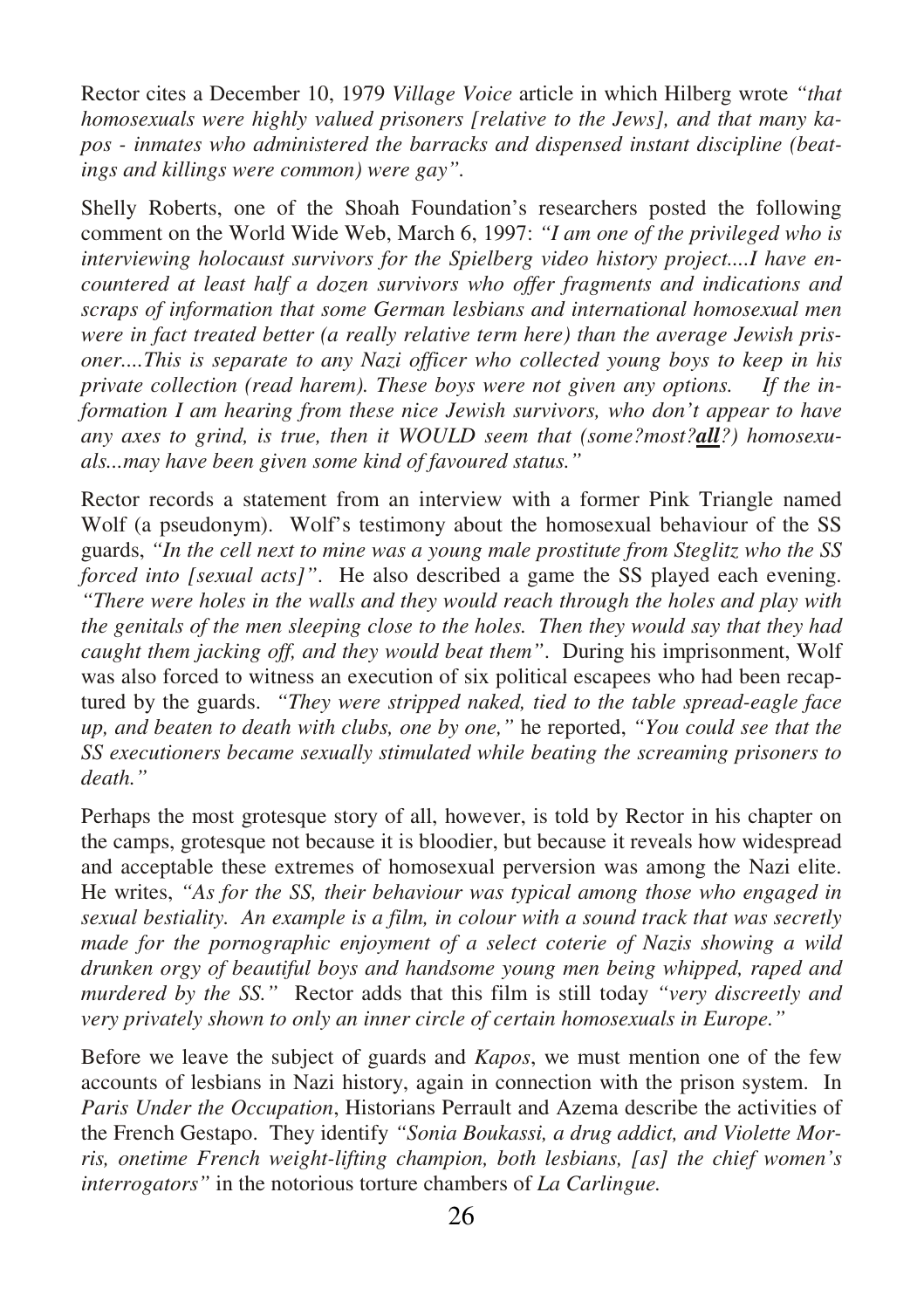Rector cites a December 10, 1979 *Village Voice* article in which Hilberg wrote *"that homosexuals were highly valued prisoners [relative to the Jews], and that many kapos - inmates who administered the barracks and dispensed instant discipline (beatings and killings were common) were gay"*.

Shelly Roberts, one of the Shoah Foundation's researchers posted the following comment on the World Wide Web, March 6, 1997: *"I am one of the privileged who is interviewing holocaust survivors for the Spielberg video history project....I have encountered at least half a dozen survivors who offer fragments and indications and scraps of information that some German lesbians and international homosexual men were in fact treated better (a really relative term here) than the average Jewish prisoner....This is separate to any Nazi officer who collected young boys to keep in his private collection (read harem). These boys were not given any options. If the information I am hearing from these nice Jewish survivors, who don't appear to have any axes to grind, is true, then it WOULD seem that (some?most?**all**?) homosexuals...may have been given some kind of favoured status."*

Rector records a statement from an interview with a former Pink Triangle named Wolf (a pseudonym). Wolf's testimony about the homosexual behaviour of the SS guards, *"In the cell next to mine was a young male prostitute from Steglitz who the SS forced into [sexual acts]"*. He also described a game the SS played each evening. *"There were holes in the walls and they would reach through the holes and play with the genitals of the men sleeping close to the holes. Then they would say that they had caught them jacking off, and they would beat them"*. During his imprisonment, Wolf was also forced to witness an execution of six political escapees who had been recaptured by the guards. *"They were stripped naked, tied to the table spread-eagle face up, and beaten to death with clubs, one by one,"* he reported, *"You could see that the SS executioners became sexually stimulated while beating the screaming prisoners to death."*

Perhaps the most grotesque story of all, however, is told by Rector in his chapter on the camps, grotesque not because it is bloodier, but because it reveals how widespread and acceptable these extremes of homosexual perversion was among the Nazi elite. He writes, *"As for the SS, their behaviour was typical among those who engaged in sexual bestiality. An example is a film, in colour with a sound track that was secretly made for the pornographic enjoyment of a select coterie of Nazis showing a wild drunken orgy of beautiful boys and handsome young men being whipped, raped and murdered by the SS."* Rector adds that this film is still today *"very discreetly and very privately shown to only an inner circle of certain homosexuals in Europe."*

Before we leave the subject of guards and *Kapos*, we must mention one of the few accounts of lesbians in Nazi history, again in connection with the prison system. In *Paris Under the Occupation*, Historians Perrault and Azema describe the activities of the French Gestapo. They identify *"Sonia Boukassi, a drug addict, and Violette Morris, onetime French weight-lifting champion, both lesbians, [as] the chief women's interrogators"* in the notorious torture chambers of *La Carlingue.*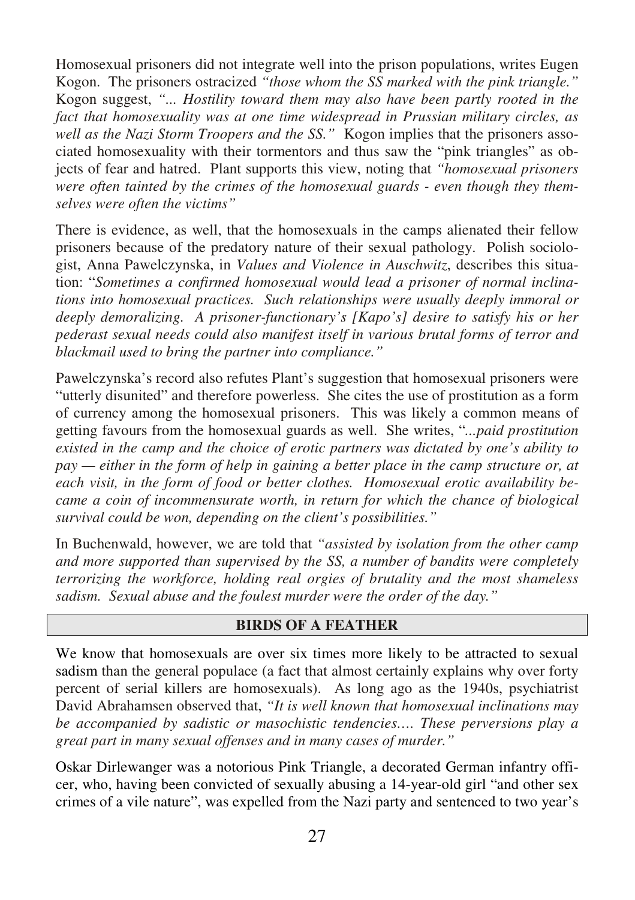Homosexual prisoners did not integrate well into the prison populations, writes Eugen Kogon. The prisoners ostracized *"those whom the SS marked with the pink triangle."* Kogon suggest, *"... Hostility toward them may also have been partly rooted in the fact that homosexuality was at one time widespread in Prussian military circles, as well as the Nazi Storm Troopers and the SS."* Kogon implies that the prisoners associated homosexuality with their tormentors and thus saw the "pink triangles" as objects of fear and hatred. Plant supports this view, noting that *"homosexual prisoners were often tainted by the crimes of the homosexual guards - even though they themselves were often the victims"*

There is evidence, as well, that the homosexuals in the camps alienated their fellow prisoners because of the predatory nature of their sexual pathology. Polish sociologist, Anna Pawelczynska, in *Values and Violence in Auschwitz*, describes this situation: "*Sometimes a confirmed homosexual would lead a prisoner of normal inclinations into homosexual practices. Such relationships were usually deeply immoral or deeply demoralizing. A prisoner-functionary's [Kapo's] desire to satisfy his or her pederast sexual needs could also manifest itself in various brutal forms of terror and blackmail used to bring the partner into compliance."*

Pawelczynska's record also refutes Plant's suggestion that homosexual prisoners were "utterly disunited" and therefore powerless. She cites the use of prostitution as a form of currency among the homosexual prisoners. This was likely a common means of getting favours from the homosexual guards as well. She writes, "*...paid prostitution existed in the camp and the choice of erotic partners was dictated by one's ability to pay — either in the form of help in gaining a better place in the camp structure or, at each visit, in the form of food or better clothes. Homosexual erotic availability became a coin of incommensurate worth, in return for which the chance of biological survival could be won, depending on the client's possibilities."*

In Buchenwald, however, we are told that *"assisted by isolation from the other camp and more supported than supervised by the SS, a number of bandits were completely terrorizing the workforce, holding real orgies of brutality and the most shameless sadism. Sexual abuse and the foulest murder were the order of the day."*

## BIRDS OF A FEATHER

We know that homosexuals are over six times more likely to be attracted to sexual sadism than the general populace (a fact that almost certainly explains why over forty percent of serial killers are homosexuals). As long ago as the 1940s, psychiatrist David Abrahamsen observed that, *"It is well known that homosexual inclinations may be accompanied by sadistic or masochistic tendencies.... These perversions play a great part in many sexual offenses and in many cases of murder."*

Oskar Dirlewanger was a notorious Pink Triangle, a decorated German infantry officer, who, having been convicted of sexually abusing a 14-year-old girl "and other sex crimes of a vile nature", was expelled from the Nazi party and sentenced to two year's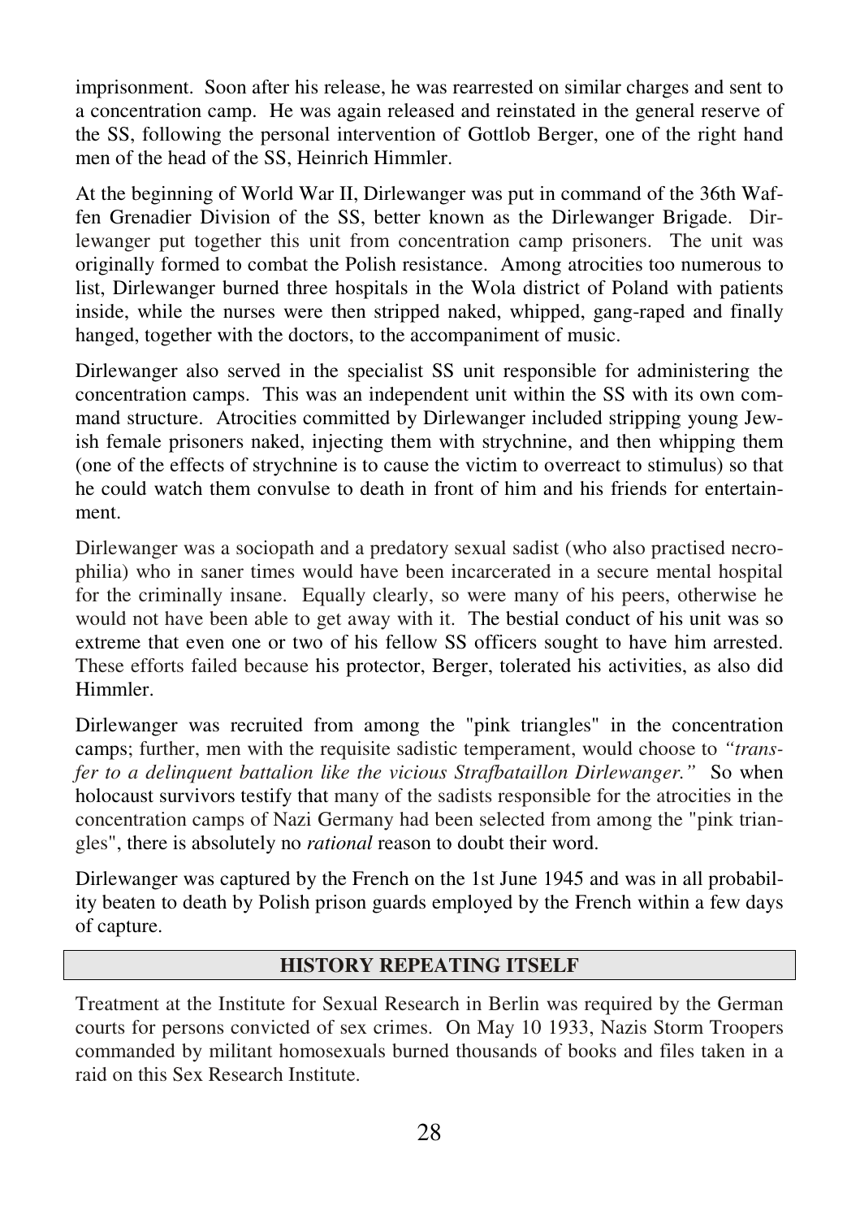imprisonment. Soon after his release, he was rearrested on similar charges and sent to a concentration camp. He was again released and reinstated in the general reserve of the SS, following the personal intervention of Gottlob Berger, one of the right hand men of the head of the SS, Heinrich Himmler.

At the beginning of World War II, Dirlewanger was put in command of the 36th Waffen Grenadier Division of the SS, better known as the Dirlewanger Brigade. Dirlewanger put together this unit from concentration camp prisoners. The unit was originally formed to combat the Polish resistance. Among atrocities too numerous to list, Dirlewanger burned three hospitals in the Wola district of Poland with patients inside, while the nurses were then stripped naked, whipped, gang-raped and finally hanged, together with the doctors, to the accompaniment of music.

Dirlewanger also served in the specialist SS unit responsible for administering the concentration camps. This was an independent unit within the SS with its own command structure. Atrocities committed by Dirlewanger included stripping young Jewish female prisoners naked, injecting them with strychnine, and then whipping them (one of the effects of strychnine is to cause the victim to overreact to stimulus) so that he could watch them convulse to death in front of him and his friends for entertainment.

Dirlewanger was a sociopath and a predatory sexual sadist (who also practised necrophilia) who in saner times would have been incarcerated in a secure mental hospital for the criminally insane. Equally clearly, so were many of his peers, otherwise he would not have been able to get away with it. The bestial conduct of his unit was so extreme that even one or two of his fellow SS officers sought to have him arrested. These efforts failed because his protector, Berger, tolerated his activities, as also did Himmler.

Dirlewanger was recruited from among the "pink triangles" in the concentration camps; further, men with the requisite sadistic temperament, would choose to *"transfer to a delinquent battalion like the vicious Strafbataillon Dirlewanger."* So when holocaust survivors testify that many of the sadists responsible for the atrocities in the concentration camps of Nazi Germany had been selected from among the "pink triangles", there is absolutely no *rational* reason to doubt their word.

Dirlewanger was captured by the French on the 1st June 1945 and was in all probability beaten to death by Polish prison guards employed by the French within a few days of capture.

## HISTORY REPEATING ITSELF

Treatment at the Institute for Sexual Research in Berlin was required by the German courts for persons convicted of sex crimes. On May 10 1933, Nazis Storm Troopers commanded by militant homosexuals burned thousands of books and files taken in a raid on this Sex Research Institute.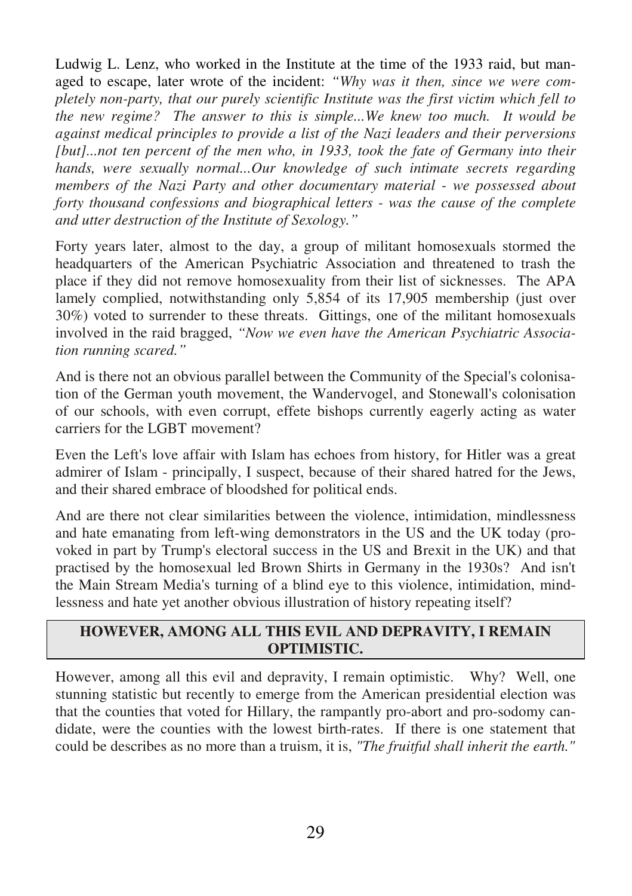Ludwig L. Lenz, who worked in the Institute at the time of the 1933 raid, but managed to escape, later wrote of the incident: *"Why was it then, since we were completely non-party, that our purely scientific Institute was the first victim which fell to the new regime? The answer to this is simple...We knew too much. It would be against medical principles to provide a list of the Nazi leaders and their perversions [but]...not ten percent of the men who, in 1933, took the fate of Germany into their hands, were sexually normal...Our knowledge of such intimate secrets regarding members of the Nazi Party and other documentary material - we possessed about forty thousand confessions and biographical letters - was the cause of the complete and utter destruction of the Institute of Sexology."*

Forty years later, almost to the day, a group of militant homosexuals stormed the headquarters of the American Psychiatric Association and threatened to trash the place if they did not remove homosexuality from their list of sicknesses. The APA lamely complied, notwithstanding only 5,854 of its 17,905 membership (just over 30%) voted to surrender to these threats. Gittings, one of the militant homosexuals involved in the raid bragged, *"Now we even have the American Psychiatric Association running scared."*

And is there not an obvious parallel between the Community of the Special's colonisation of the German youth movement, the Wandervogel, and Stonewall's colonisation of our schools, with even corrupt, effete bishops currently eagerly acting as water carriers for the LGBT movement?

Even the Left's love affair with Islam has echoes from history, for Hitler was a great admirer of Islam - principally, I suspect, because of their shared hatred for the Jews, and their shared embrace of bloodshed for political ends.

And are there not clear similarities between the violence, intimidation, mindlessness and hate emanating from left-wing demonstrators in the US and the UK today (provoked in part by Trump's electoral success in the US and Brexit in the UK) and that practised by the homosexual led Brown Shirts in Germany in the 1930s? And isn't the Main Stream Media's turning of a blind eye to this violence, intimidation, mindlessness and hate yet another obvious illustration of history repeating itself?

## HOWEVER, AMONG ALL THIS EVIL AND DEPRAVITY, I REMAIN OPTIMISTIC.

However, among all this evil and depravity, I remain optimistic. Why? Well, one stunning statistic but recently to emerge from the American presidential election was that the counties that voted for Hillary, the rampantly pro-abort and pro-sodomy candidate, were the counties with the lowest birth-rates. If there is one statement that could be describes as no more than a truism, it is, *"The fruitful shall inherit the earth."*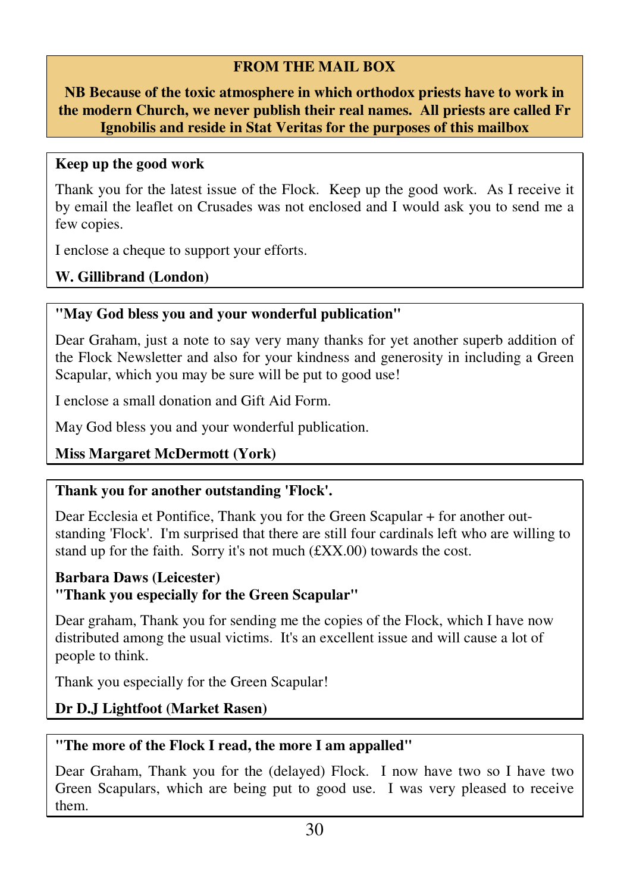## FROM THE MAIL BOX

**NB Because of the toxic atmosphere in which orthodox priests have to work in the modern Church, we never publish their real names. All priests are called Fr Ignobilis and reside in Stat Veritas for the purposes of this mailbox**

**Keep up the good work**

Thank you for the latest issue of the Flock. Keep up the good work. As I receive it by email the leaflet on Crusades was not enclosed and I would ask you to send me a few copies.

I enclose a cheque to support your efforts.

**W. Gillibrand (London)**

**"May God bless you and your wonderful publication"**

Dear Graham, just a note to say very many thanks for yet another superb addition of the Flock Newsletter and also for your kindness and generosity in including a Green Scapular, which you may be sure will be put to good use!

I enclose a small donation and Gift Aid Form.

May God bless you and your wonderful publication.

**Miss Margaret McDermott (York)**

**Thank you for another outstanding 'Flock'.**

Dear Ecclesia et Pontifice, Thank you for the Green Scapular + for another outstanding 'Flock'. I'm surprised that there are still four cardinals left who are willing to stand up for the faith. Sorry it's not much (£XX.00) towards the cost.

**Barbara Daws (Leicester)**

**"Thank you especially for the Green Scapular"**

Dear graham, Thank you for sending me the copies of the Flock, which I have now distributed among the usual victims. It's an excellent issue and will cause a lot of people to think.

Thank you especially for the Green Scapular!

**Dr D.J Lightfoot (Market Rasen)**

**"The more of the Flock I read, the more I am appalled"**

Dear Graham, Thank you for the (delayed) Flock. I now have two so I have two Green Scapulars, which are being put to good use. I was very pleased to receive them.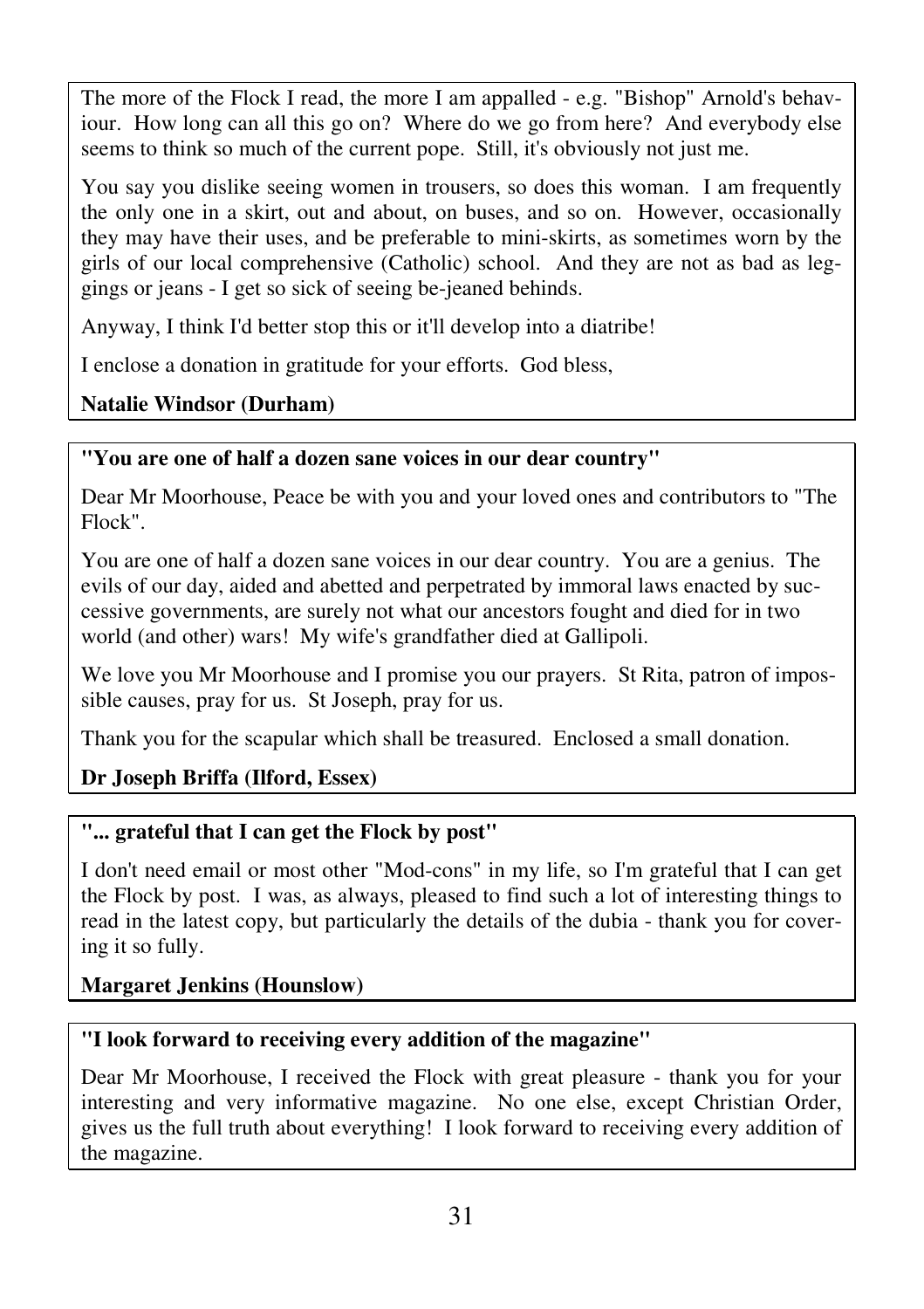The more of the Flock I read, the more I am appalled - e.g. "Bishop" Arnold's behaviour. How long can all this go on? Where do we go from here? And everybody else seems to think so much of the current pope. Still, it's obviously not just me.

You say you dislike seeing women in trousers, so does this woman. I am frequently the only one in a skirt, out and about, on buses, and so on. However, occasionally they may have their uses, and be preferable to mini-skirts, as sometimes worn by the girls of our local comprehensive (Catholic) school. And they are not as bad as leggings or jeans - I get so sick of seeing be-jeaned behinds.

Anyway, I think I'd better stop this or it'll develop into a diatribe!

I enclose a donation in gratitude for your efforts. God bless,

**Natalie Windsor (Durham)**

**"You are one of half a dozen sane voices in our dear country"**

Dear Mr Moorhouse, Peace be with you and your loved ones and contributors to "The Flock".

You are one of half a dozen sane voices in our dear country. You are a genius. The evils of our day, aided and abetted and perpetrated by immoral laws enacted by successive governments, are surely not what our ancestors fought and died for in two world (and other) wars! My wife's grandfather died at Gallipoli.

We love you Mr Moorhouse and I promise you our prayers. St Rita, patron of impossible causes, pray for us. St Joseph, pray for us.

Thank you for the scapular which shall be treasured. Enclosed a small donation.

**Dr Joseph Briffa (Ilford, Essex)**

**"... grateful that I can get the Flock by post"**

I don't need email or most other "Mod-cons" in my life, so I'm grateful that I can get the Flock by post. I was, as always, pleased to find such a lot of interesting things to read in the latest copy, but particularly the details of the dubia - thank you for covering it so fully.

**Margaret Jenkins (Hounslow)**

**"I look forward to receiving every addition of the magazine"**

Dear Mr Moorhouse, I received the Flock with great pleasure - thank you for your interesting and very informative magazine. No one else, except Christian Order, gives us the full truth about everything! I look forward to receiving every addition of the magazine.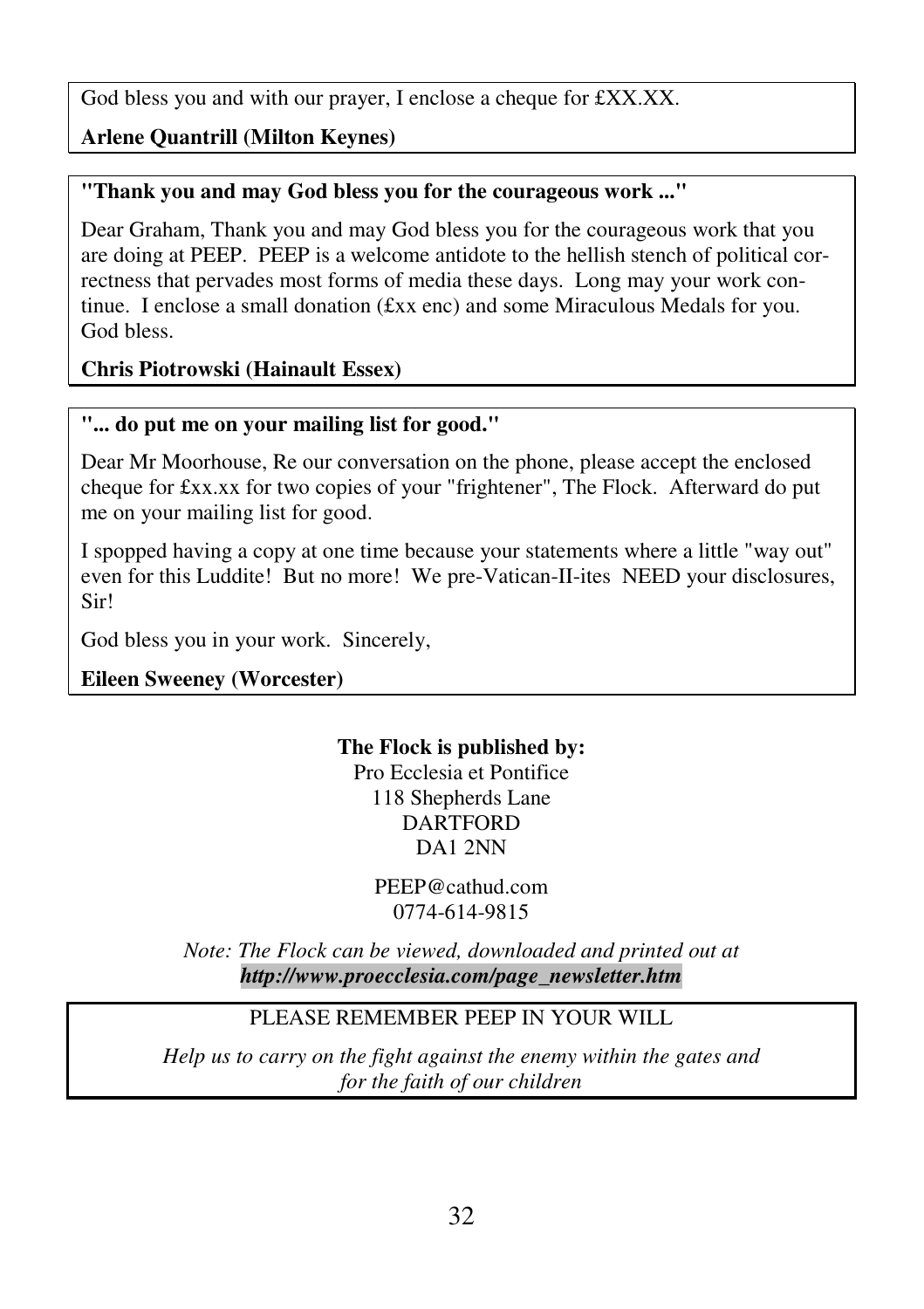God bless you and with our prayer, I enclose a cheque for £XX.XX.

**Arlene Quantrill (Milton Keynes)**

**"Thank you and may God bless you for the courageous work ..."**

Dear Graham, Thank you and may God bless you for the courageous work that you are doing at PEEP. PEEP is a welcome antidote to the hellish stench of political correctness that pervades most forms of media these days. Long may your work continue. I enclose a small donation (£xx enc) and some Miraculous Medals for you. God bless.

**Chris Piotrowski (Hainault Essex)**

**"... do put me on your mailing list for good."**

Dear Mr Moorhouse, Re our conversation on the phone, please accept the enclosed cheque for £xx.xx for two copies of your "frightener", The Flock. Afterward do put me on your mailing list for good.

I spopped having a copy at one time because your statements where a little "way out" even for this Luddite! But no more! We pre-Vatican-II-ites NEED your disclosures, Sir!

God bless you in your work. Sincerely,

**Eileen Sweeney (Worcester)**

**The Flock is published by:**
Pro Ecclesia et Pontifice
118 Shepherds Lane
DARTFORD
DA1 2NN

PEEP@cathud.com
0774-614-9815

*Note: The Flock can be viewed, downloaded and printed out at*
***http://www.proecclesia.com/page_newsletter.htm***

PLEASE REMEMBER PEEP IN YOUR WILL

*Help us to carry on the fight against the enemy within the gates and for the faith of our children*